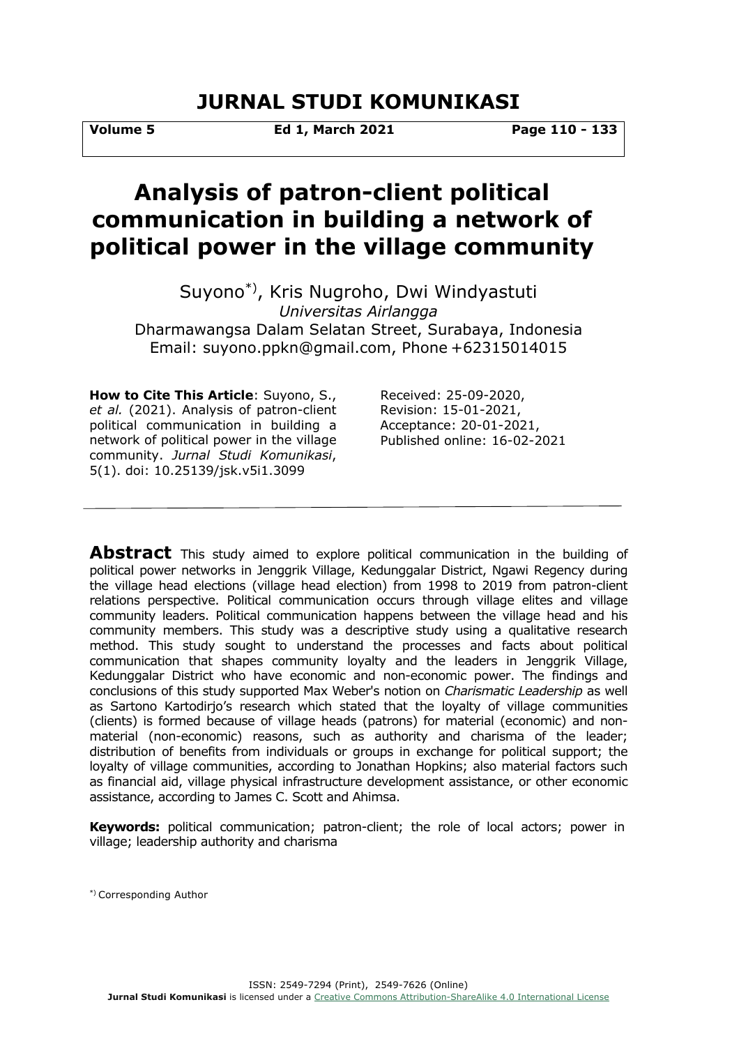# Analysis of patron-client political communication in building a network of political power in the village community

Suyono*), Kris Nugroho, Dwi Windyastuti

*Universitas Airlangga*

Dharmawangsa Dalam Selatan Street, Surabaya, Indonesia

Email: suyono.ppkn@gmail.com, Phone +62315014015

**How to Cite This Article**: Suyono, S., *et al.* (2021). Analysis of patron-client political communication in building a network of political power in the village community. *Jurnal Studi Komunikasi*, 5(1). doi: 10.25139/jsk.v5i1.3099

Received: 25-09-2020,
Revision: 15-01-2021,
Acceptance: 20-01-2021,
Published online: 16-02-2021

---

**Abstract** This study aimed to explore political communication in the building of political power networks in Jenggrik Village, Kedunggalar District, Ngawi Regency during the village head elections (village head election) from 1998 to 2019 from patron-client relations perspective. Political communication occurs through village elites and village community leaders. Political communication happens between the village head and his community members. This study was a descriptive study using a qualitative research method. This study sought to understand the processes and facts about political communication that shapes community loyalty and the leaders in Jenggrik Village, Kedunggalar District who have economic and non-economic power. The findings and conclusions of this study supported Max Weber's notion on *Charismatic Leadership* as well as Sartono Kartodirjo's research which stated that the loyalty of village communities (clients) is formed because of village heads (patrons) for material (economic) and non-material (non-economic) reasons, such as authority and charisma of the leader; distribution of benefits from individuals or groups in exchange for political support; the loyalty of village communities, according to Jonathan Hopkins; also material factors such as financial aid, village physical infrastructure development assistance, or other economic assistance, according to James C. Scott and Ahimsa.

**Keywords:** political communication; patron-client; the role of local actors; power in village; leadership authority and charisma

*) Corresponding Author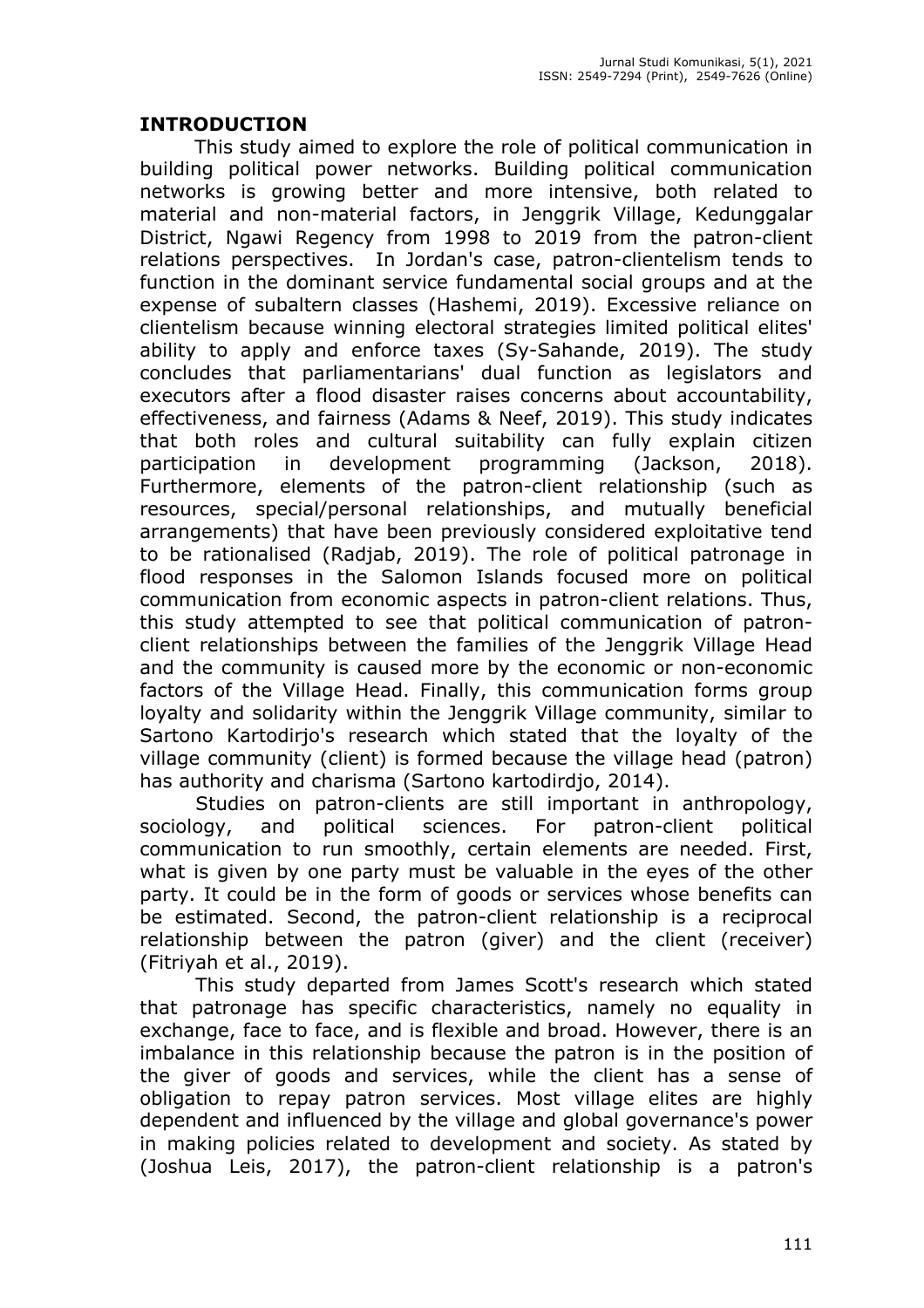## INTRODUCTION

This study aimed to explore the role of political communication in building political power networks. Building political communication networks is growing better and more intensive, both related to material and non-material factors, in Jenggrik Village, Kedunggalar District, Ngawi Regency from 1998 to 2019 from the patron-client relations perspectives. In Jordan's case, patron-clientelism tends to function in the dominant service fundamental social groups and at the expense of subaltern classes (Hashemi, 2019). Excessive reliance on clientelism because winning electoral strategies limited political elites' ability to apply and enforce taxes (Sy-Sahande, 2019). The study concludes that parliamentarians' dual function as legislators and executors after a flood disaster raises concerns about accountability, effectiveness, and fairness (Adams & Neef, 2019). This study indicates that both roles and cultural suitability can fully explain citizen participation in development programming (Jackson, 2018). Furthermore, elements of the patron-client relationship (such as resources, special/personal relationships, and mutually beneficial arrangements) that have been previously considered exploitative tend to be rationalised (Radjab, 2019). The role of political patronage in flood responses in the Salomon Islands focused more on political communication from economic aspects in patron-client relations. Thus, this study attempted to see that political communication of patron-client relationships between the families of the Jenggrik Village Head and the community is caused more by the economic or non-economic factors of the Village Head. Finally, this communication forms group loyalty and solidarity within the Jenggrik Village community, similar to Sartono Kartodirjo's research which stated that the loyalty of the village community (client) is formed because the village head (patron) has authority and charisma (Sartono kartodirdjo, 2014).

Studies on patron-clients are still important in anthropology, sociology, and political sciences. For patron-client political communication to run smoothly, certain elements are needed. First, what is given by one party must be valuable in the eyes of the other party. It could be in the form of goods or services whose benefits can be estimated. Second, the patron-client relationship is a reciprocal relationship between the patron (giver) and the client (receiver) (Fitriyah et al., 2019).

This study departed from James Scott's research which stated that patronage has specific characteristics, namely no equality in exchange, face to face, and is flexible and broad. However, there is an imbalance in this relationship because the patron is in the position of the giver of goods and services, while the client has a sense of obligation to repay patron services. Most village elites are highly dependent and influenced by the village and global governance's power in making policies related to development and society. As stated by (Joshua Leis, 2017), the patron-client relationship is a patron's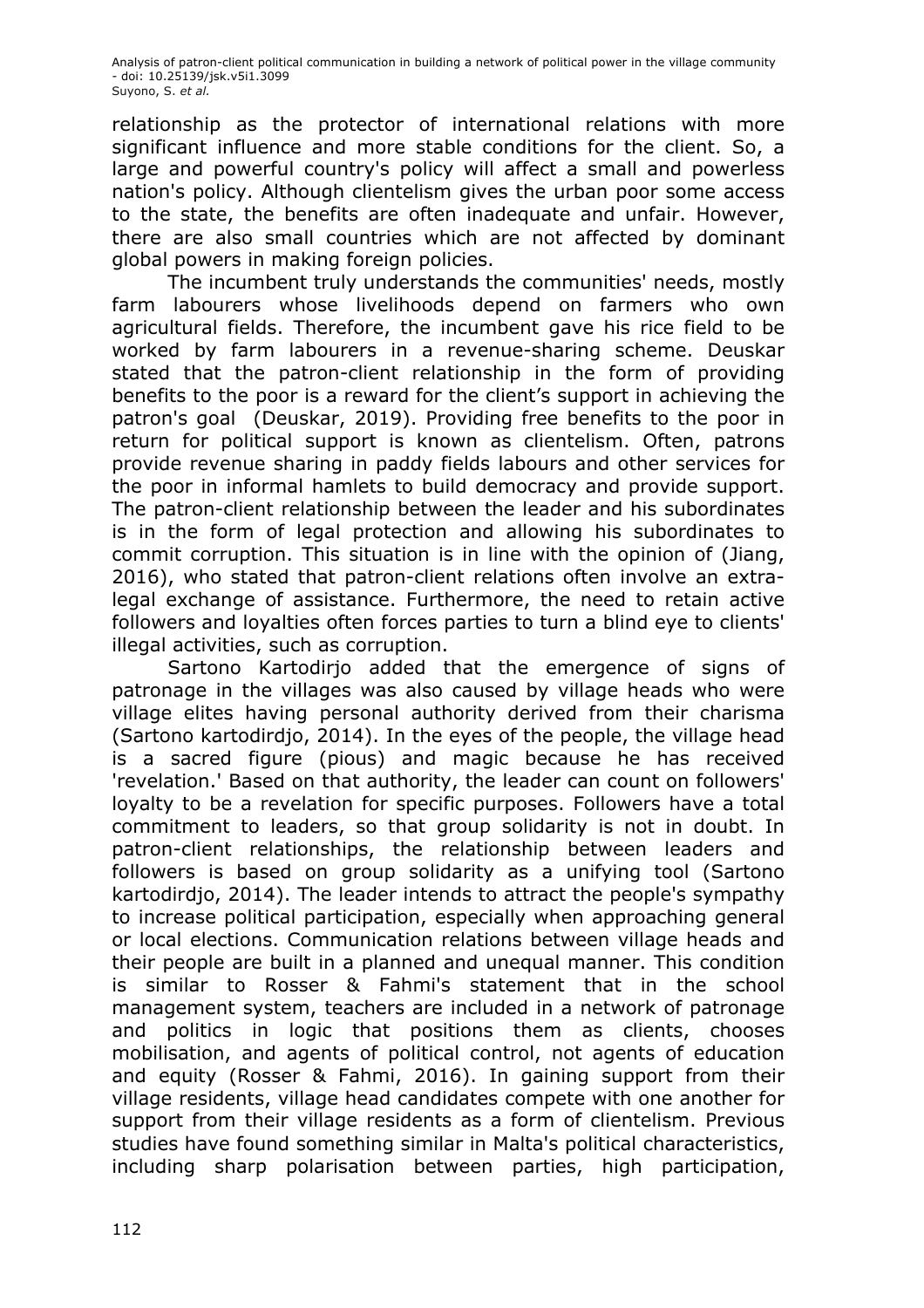relationship as the protector of international relations with more significant influence and more stable conditions for the client. So, a large and powerful country's policy will affect a small and powerless nation's policy. Although clientelism gives the urban poor some access to the state, the benefits are often inadequate and unfair. However, there are also small countries which are not affected by dominant global powers in making foreign policies.

The incumbent truly understands the communities' needs, mostly farm labourers whose livelihoods depend on farmers who own agricultural fields. Therefore, the incumbent gave his rice field to be worked by farm labourers in a revenue-sharing scheme. Deuskar stated that the patron-client relationship in the form of providing benefits to the poor is a reward for the client's support in achieving the patron's goal (Deuskar, 2019). Providing free benefits to the poor in return for political support is known as clientelism. Often, patrons provide revenue sharing in paddy fields labours and other services for the poor in informal hamlets to build democracy and provide support. The patron-client relationship between the leader and his subordinates is in the form of legal protection and allowing his subordinates to commit corruption. This situation is in line with the opinion of (Jiang, 2016), who stated that patron-client relations often involve an extra-legal exchange of assistance. Furthermore, the need to retain active followers and loyalties often forces parties to turn a blind eye to clients' illegal activities, such as corruption.

Sartono Kartodirjo added that the emergence of signs of patronage in the villages was also caused by village heads who were village elites having personal authority derived from their charisma (Sartono kartodirdjo, 2014). In the eyes of the people, the village head is a sacred figure (pious) and magic because he has received 'revelation.' Based on that authority, the leader can count on followers' loyalty to be a revelation for specific purposes. Followers have a total commitment to leaders, so that group solidarity is not in doubt. In patron-client relationships, the relationship between leaders and followers is based on group solidarity as a unifying tool (Sartono kartodirdjo, 2014). The leader intends to attract the people's sympathy to increase political participation, especially when approaching general or local elections. Communication relations between village heads and their people are built in a planned and unequal manner. This condition is similar to Rosser & Fahmi's statement that in the school management system, teachers are included in a network of patronage and politics in logic that positions them as clients, chooses mobilisation, and agents of political control, not agents of education and equity (Rosser & Fahmi, 2016). In gaining support from their village residents, village head candidates compete with one another for support from their village residents as a form of clientelism. Previous studies have found something similar in Malta's political characteristics, including sharp polarisation between parties, high participation,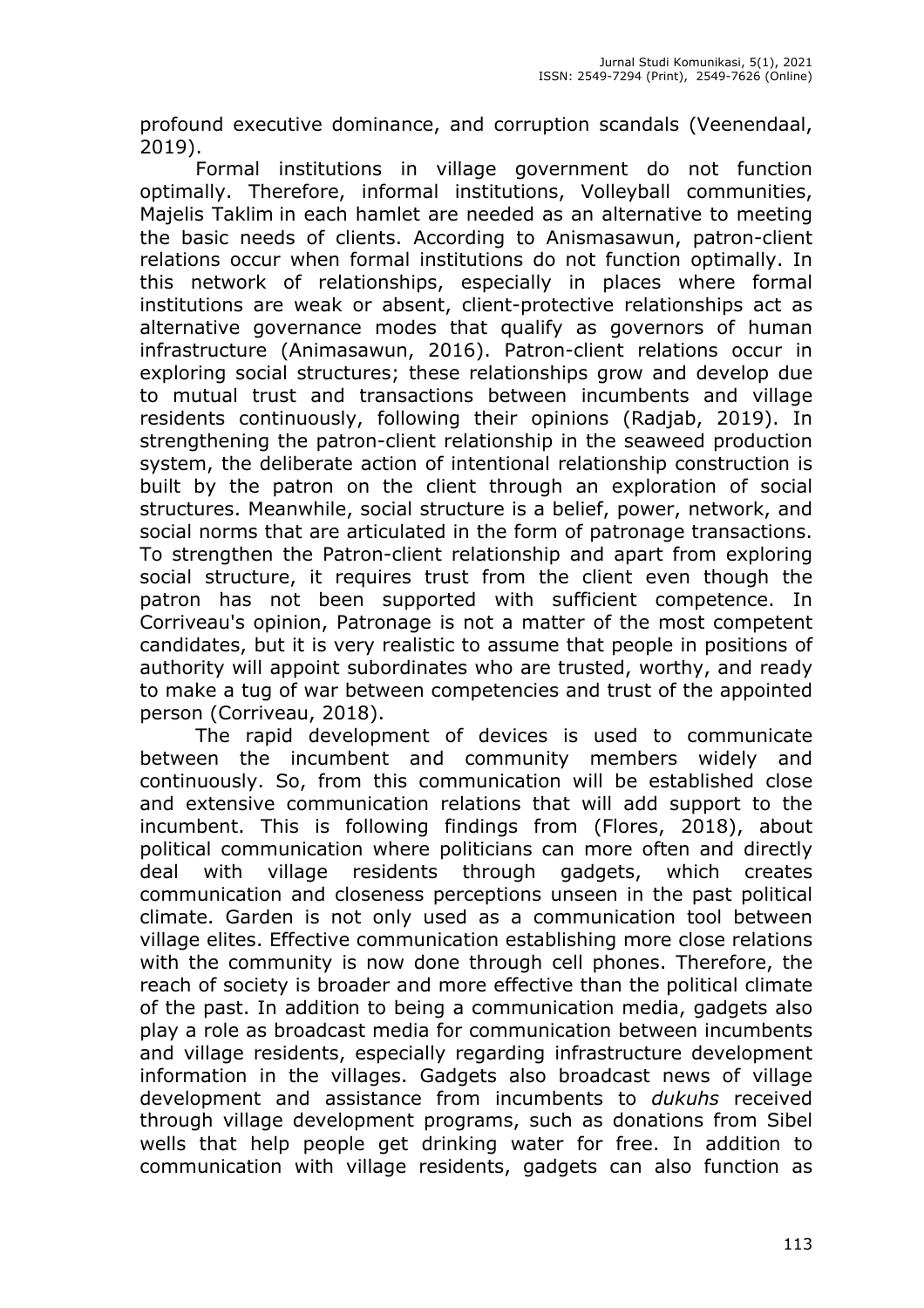profound executive dominance, and corruption scandals (Veenendaal, 2019).

Formal institutions in village government do not function optimally. Therefore, informal institutions, Volleyball communities, Majelis Taklim in each hamlet are needed as an alternative to meeting the basic needs of clients. According to Anismasawun, patron-client relations occur when formal institutions do not function optimally. In this network of relationships, especially in places where formal institutions are weak or absent, client-protective relationships act as alternative governance modes that qualify as governors of human infrastructure (Animasawun, 2016). Patron-client relations occur in exploring social structures; these relationships grow and develop due to mutual trust and transactions between incumbents and village residents continuously, following their opinions (Radjab, 2019). In strengthening the patron-client relationship in the seaweed production system, the deliberate action of intentional relationship construction is built by the patron on the client through an exploration of social structures. Meanwhile, social structure is a belief, power, network, and social norms that are articulated in the form of patronage transactions. To strengthen the Patron-client relationship and apart from exploring social structure, it requires trust from the client even though the patron has not been supported with sufficient competence. In Corriveau's opinion, Patronage is not a matter of the most competent candidates, but it is very realistic to assume that people in positions of authority will appoint subordinates who are trusted, worthy, and ready to make a tug of war between competencies and trust of the appointed person (Corriveau, 2018).

The rapid development of devices is used to communicate between the incumbent and community members widely and continuously. So, from this communication will be established close and extensive communication relations that will add support to the incumbent. This is following findings from (Flores, 2018), about political communication where politicians can more often and directly deal with village residents through gadgets, which creates communication and closeness perceptions unseen in the past political climate. Garden is not only used as a communication tool between village elites. Effective communication establishing more close relations with the community is now done through cell phones. Therefore, the reach of society is broader and more effective than the political climate of the past. In addition to being a communication media, gadgets also play a role as broadcast media for communication between incumbents and village residents, especially regarding infrastructure development information in the villages. Gadgets also broadcast news of village development and assistance from incumbents to *dukuhs* received through village development programs, such as donations from Sibel wells that help people get drinking water for free. In addition to communication with village residents, gadgets can also function as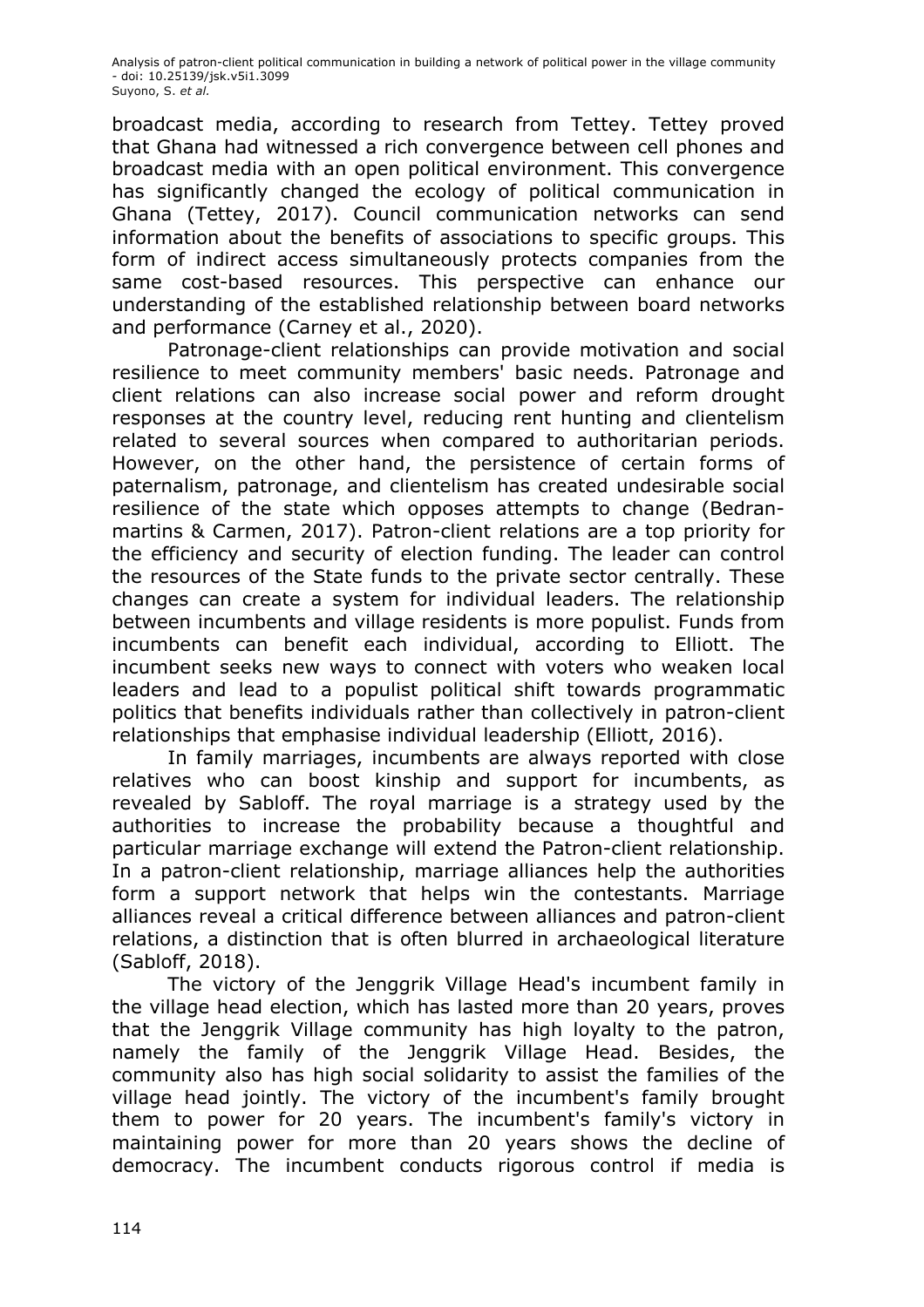broadcast media, according to research from Tettey. Tettey proved that Ghana had witnessed a rich convergence between cell phones and broadcast media with an open political environment. This convergence has significantly changed the ecology of political communication in Ghana (Tettey, 2017). Council communication networks can send information about the benefits of associations to specific groups. This form of indirect access simultaneously protects companies from the same cost-based resources. This perspective can enhance our understanding of the established relationship between board networks and performance (Carney et al., 2020).

Patronage-client relationships can provide motivation and social resilience to meet community members' basic needs. Patronage and client relations can also increase social power and reform drought responses at the country level, reducing rent hunting and clientelism related to several sources when compared to authoritarian periods. However, on the other hand, the persistence of certain forms of paternalism, patronage, and clientelism has created undesirable social resilience of the state which opposes attempts to change (Bedran-martins & Carmen, 2017). Patron-client relations are a top priority for the efficiency and security of election funding. The leader can control the resources of the State funds to the private sector centrally. These changes can create a system for individual leaders. The relationship between incumbents and village residents is more populist. Funds from incumbents can benefit each individual, according to Elliott. The incumbent seeks new ways to connect with voters who weaken local leaders and lead to a populist political shift towards programmatic politics that benefits individuals rather than collectively in patron-client relationships that emphasise individual leadership (Elliott, 2016).

In family marriages, incumbents are always reported with close relatives who can boost kinship and support for incumbents, as revealed by Sabloff. The royal marriage is a strategy used by the authorities to increase the probability because a thoughtful and particular marriage exchange will extend the Patron-client relationship. In a patron-client relationship, marriage alliances help the authorities form a support network that helps win the contestants. Marriage alliances reveal a critical difference between alliances and patron-client relations, a distinction that is often blurred in archaeological literature (Sabloff, 2018).

The victory of the Jenggrik Village Head's incumbent family in the village head election, which has lasted more than 20 years, proves that the Jenggrik Village community has high loyalty to the patron, namely the family of the Jenggrik Village Head. Besides, the community also has high social solidarity to assist the families of the village head jointly. The victory of the incumbent's family brought them to power for 20 years. The incumbent's family's victory in maintaining power for more than 20 years shows the decline of democracy. The incumbent conducts rigorous control if media is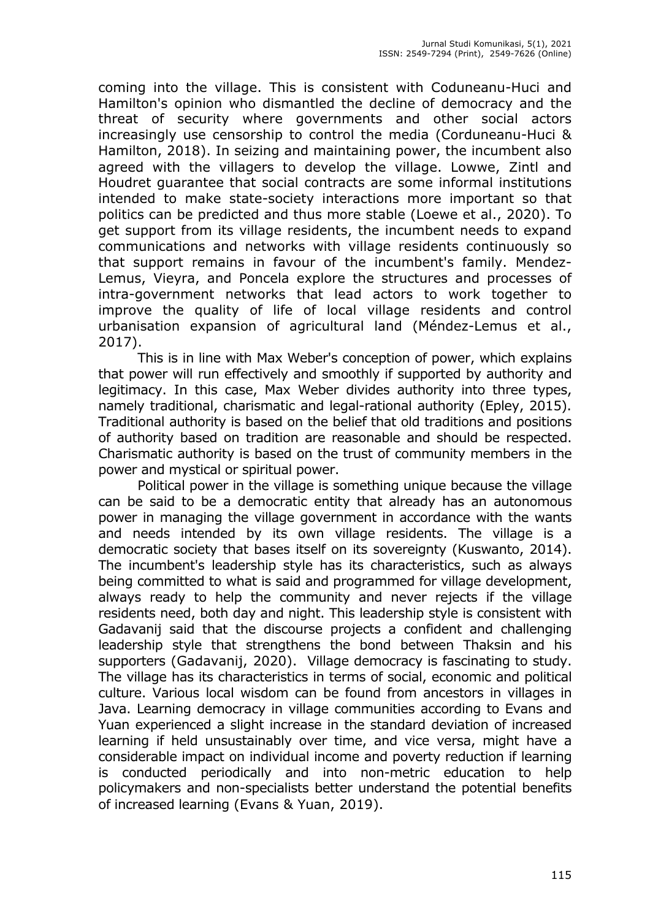coming into the village. This is consistent with Coduneanu-Huci and Hamilton's opinion who dismantled the decline of democracy and the threat of security where governments and other social actors increasingly use censorship to control the media (Corduneanu-Huci & Hamilton, 2018). In seizing and maintaining power, the incumbent also agreed with the villagers to develop the village. Lowwe, Zintl and Houdret guarantee that social contracts are some informal institutions intended to make state-society interactions more important so that politics can be predicted and thus more stable (Loewe et al., 2020). To get support from its village residents, the incumbent needs to expand communications and networks with village residents continuously so that support remains in favour of the incumbent's family. Mendez-Lemus, Vieyra, and Poncela explore the structures and processes of intra-government networks that lead actors to work together to improve the quality of life of local village residents and control urbanisation expansion of agricultural land (Méndez-Lemus et al., 2017).

This is in line with Max Weber's conception of power, which explains that power will run effectively and smoothly if supported by authority and legitimacy. In this case, Max Weber divides authority into three types, namely traditional, charismatic and legal-rational authority (Epley, 2015). Traditional authority is based on the belief that old traditions and positions of authority based on tradition are reasonable and should be respected. Charismatic authority is based on the trust of community members in the power and mystical or spiritual power.

Political power in the village is something unique because the village can be said to be a democratic entity that already has an autonomous power in managing the village government in accordance with the wants and needs intended by its own village residents. The village is a democratic society that bases itself on its sovereignty (Kuswanto, 2014). The incumbent's leadership style has its characteristics, such as always being committed to what is said and programmed for village development, always ready to help the community and never rejects if the village residents need, both day and night. This leadership style is consistent with Gadavanij said that the discourse projects a confident and challenging leadership style that strengthens the bond between Thaksin and his supporters (Gadavanij, 2020). Village democracy is fascinating to study. The village has its characteristics in terms of social, economic and political culture. Various local wisdom can be found from ancestors in villages in Java. Learning democracy in village communities according to Evans and Yuan experienced a slight increase in the standard deviation of increased learning if held unsustainably over time, and vice versa, might have a considerable impact on individual income and poverty reduction if learning is conducted periodically and into non-metric education to help policymakers and non-specialists better understand the potential benefits of increased learning (Evans & Yuan, 2019).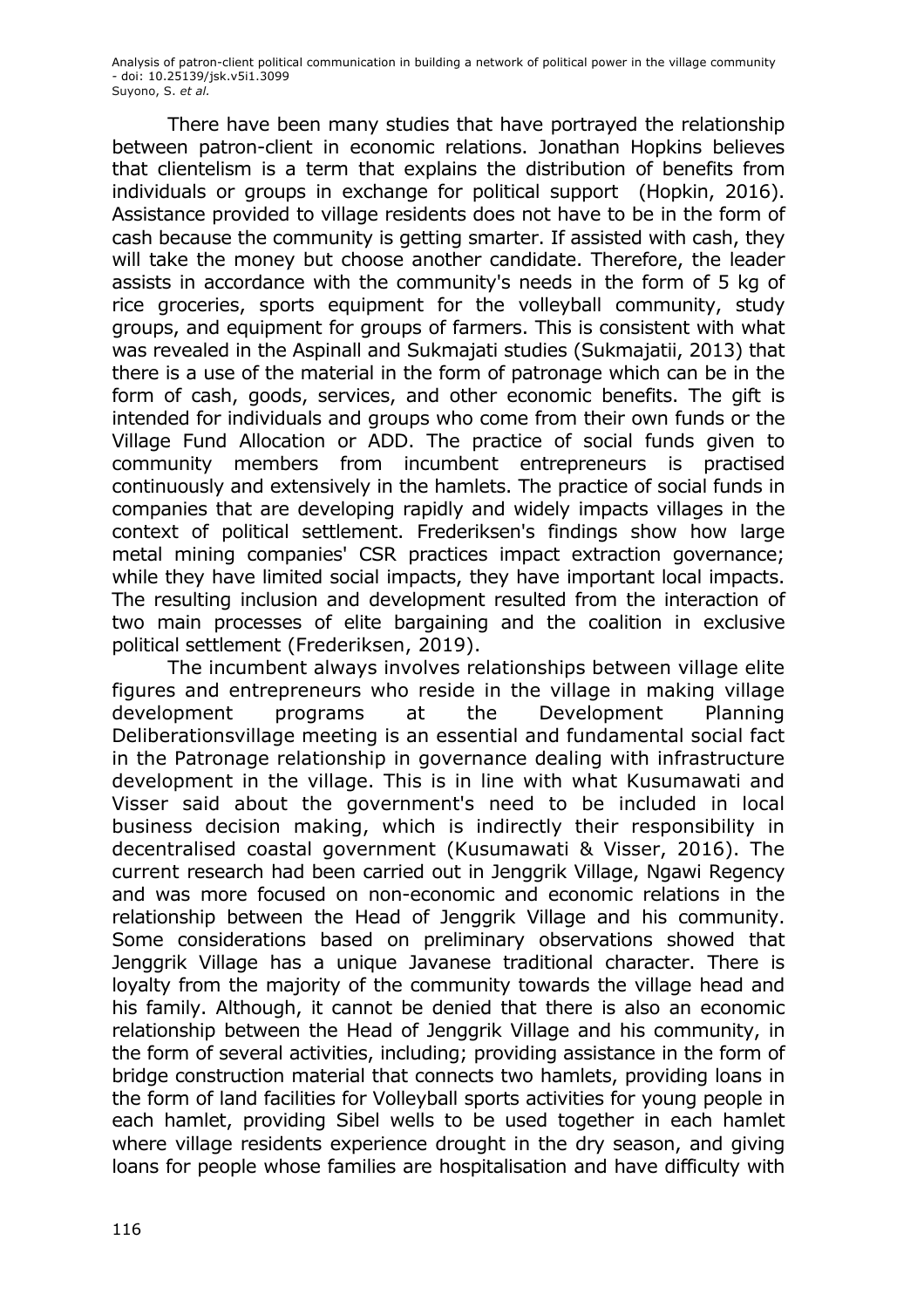There have been many studies that have portrayed the relationship between patron-client in economic relations. Jonathan Hopkins believes that clientelism is a term that explains the distribution of benefits from individuals or groups in exchange for political support (Hopkin, 2016). Assistance provided to village residents does not have to be in the form of cash because the community is getting smarter. If assisted with cash, they will take the money but choose another candidate. Therefore, the leader assists in accordance with the community's needs in the form of 5 kg of rice groceries, sports equipment for the volleyball community, study groups, and equipment for groups of farmers. This is consistent with what was revealed in the Aspinall and Sukmajati studies (Sukmajatii, 2013) that there is a use of the material in the form of patronage which can be in the form of cash, goods, services, and other economic benefits. The gift is intended for individuals and groups who come from their own funds or the Village Fund Allocation or ADD. The practice of social funds given to community members from incumbent entrepreneurs is practised continuously and extensively in the hamlets. The practice of social funds in companies that are developing rapidly and widely impacts villages in the context of political settlement. Frederiksen's findings show how large metal mining companies' CSR practices impact extraction governance; while they have limited social impacts, they have important local impacts. The resulting inclusion and development resulted from the interaction of two main processes of elite bargaining and the coalition in exclusive political settlement (Frederiksen, 2019).

The incumbent always involves relationships between village elite figures and entrepreneurs who reside in the village in making village development programs at the Development Planning Deliberationsvillage meeting is an essential and fundamental social fact in the Patronage relationship in governance dealing with infrastructure development in the village. This is in line with what Kusumawati and Visser said about the government's need to be included in local business decision making, which is indirectly their responsibility in decentralised coastal government (Kusumawati & Visser, 2016). The current research had been carried out in Jenggrik Village, Ngawi Regency and was more focused on non-economic and economic relations in the relationship between the Head of Jenggrik Village and his community. Some considerations based on preliminary observations showed that Jenggrik Village has a unique Javanese traditional character. There is loyalty from the majority of the community towards the village head and his family. Although, it cannot be denied that there is also an economic relationship between the Head of Jenggrik Village and his community, in the form of several activities, including; providing assistance in the form of bridge construction material that connects two hamlets, providing loans in the form of land facilities for Volleyball sports activities for young people in each hamlet, providing Sibel wells to be used together in each hamlet where village residents experience drought in the dry season, and giving loans for people whose families are hospitalisation and have difficulty with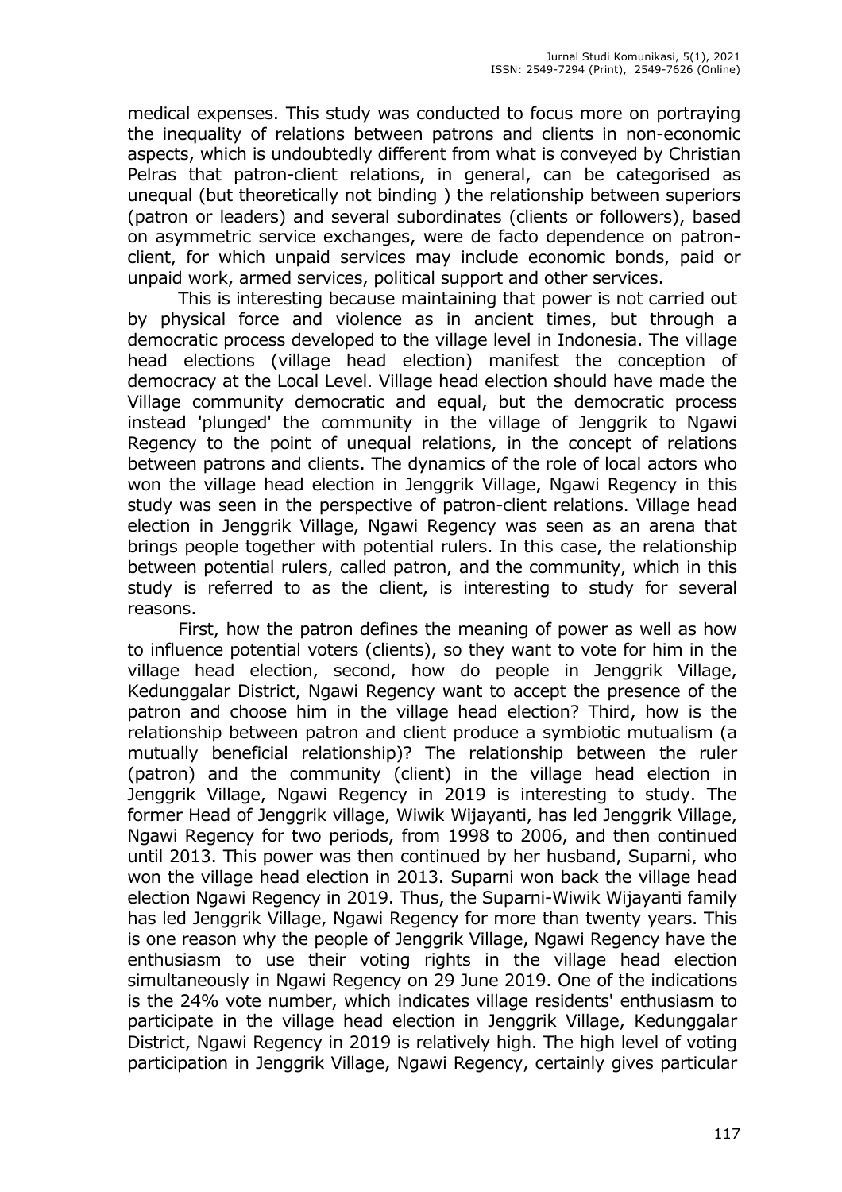medical expenses. This study was conducted to focus more on portraying the inequality of relations between patrons and clients in non-economic aspects, which is undoubtedly different from what is conveyed by Christian Pelras that patron-client relations, in general, can be categorised as unequal (but theoretically not binding ) the relationship between superiors (patron or leaders) and several subordinates (clients or followers), based on asymmetric service exchanges, were de facto dependence on patron-client, for which unpaid services may include economic bonds, paid or unpaid work, armed services, political support and other services.

This is interesting because maintaining that power is not carried out by physical force and violence as in ancient times, but through a democratic process developed to the village level in Indonesia. The village head elections (village head election) manifest the conception of democracy at the Local Level. Village head election should have made the Village community democratic and equal, but the democratic process instead 'plunged' the community in the village of Jenggrik to Ngawi Regency to the point of unequal relations, in the concept of relations between patrons and clients. The dynamics of the role of local actors who won the village head election in Jenggrik Village, Ngawi Regency in this study was seen in the perspective of patron-client relations. Village head election in Jenggrik Village, Ngawi Regency was seen as an arena that brings people together with potential rulers. In this case, the relationship between potential rulers, called patron, and the community, which in this study is referred to as the client, is interesting to study for several reasons.

First, how the patron defines the meaning of power as well as how to influence potential voters (clients), so they want to vote for him in the village head election, second, how do people in Jenggrik Village, Kedunggalar District, Ngawi Regency want to accept the presence of the patron and choose him in the village head election? Third, how is the relationship between patron and client produce a symbiotic mutualism (a mutually beneficial relationship)? The relationship between the ruler (patron) and the community (client) in the village head election in Jenggrik Village, Ngawi Regency in 2019 is interesting to study. The former Head of Jenggrik village, Wiwik Wijayanti, has led Jenggrik Village, Ngawi Regency for two periods, from 1998 to 2006, and then continued until 2013. This power was then continued by her husband, Suparni, who won the village head election in 2013. Suparni won back the village head election Ngawi Regency in 2019. Thus, the Suparni-Wiwik Wijayanti family has led Jenggrik Village, Ngawi Regency for more than twenty years. This is one reason why the people of Jenggrik Village, Ngawi Regency have the enthusiasm to use their voting rights in the village head election simultaneously in Ngawi Regency on 29 June 2019. One of the indications is the 24% vote number, which indicates village residents' enthusiasm to participate in the village head election in Jenggrik Village, Kedunggalar District, Ngawi Regency in 2019 is relatively high. The high level of voting participation in Jenggrik Village, Ngawi Regency, certainly gives particular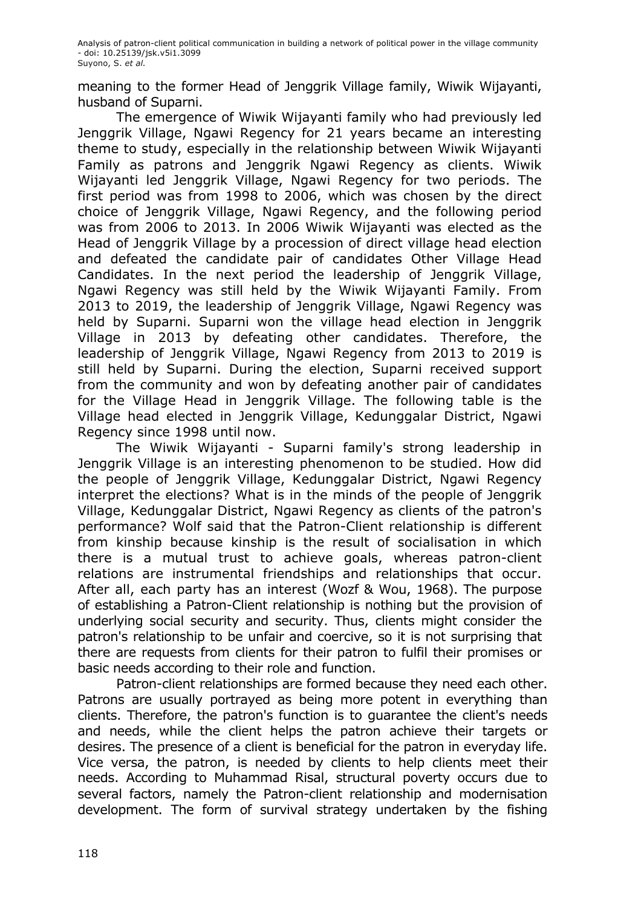meaning to the former Head of Jenggrik Village family, Wiwik Wijayanti, husband of Suparni.

The emergence of Wiwik Wijayanti family who had previously led Jenggrik Village, Ngawi Regency for 21 years became an interesting theme to study, especially in the relationship between Wiwik Wijayanti Family as patrons and Jenggrik Ngawi Regency as clients. Wiwik Wijayanti led Jenggrik Village, Ngawi Regency for two periods. The first period was from 1998 to 2006, which was chosen by the direct choice of Jenggrik Village, Ngawi Regency, and the following period was from 2006 to 2013. In 2006 Wiwik Wijayanti was elected as the Head of Jenggrik Village by a procession of direct village head election and defeated the candidate pair of candidates Other Village Head Candidates. In the next period the leadership of Jenggrik Village, Ngawi Regency was still held by the Wiwik Wijayanti Family. From 2013 to 2019, the leadership of Jenggrik Village, Ngawi Regency was held by Suparni. Suparni won the village head election in Jenggrik Village in 2013 by defeating other candidates. Therefore, the leadership of Jenggrik Village, Ngawi Regency from 2013 to 2019 is still held by Suparni. During the election, Suparni received support from the community and won by defeating another pair of candidates for the Village Head in Jenggrik Village. The following table is the Village head elected in Jenggrik Village, Kedunggalar District, Ngawi Regency since 1998 until now.

The Wiwik Wijayanti - Suparni family's strong leadership in Jenggrik Village is an interesting phenomenon to be studied. How did the people of Jenggrik Village, Kedunggalar District, Ngawi Regency interpret the elections? What is in the minds of the people of Jenggrik Village, Kedunggalar District, Ngawi Regency as clients of the patron's performance? Wolf said that the Patron-Client relationship is different from kinship because kinship is the result of socialisation in which there is a mutual trust to achieve goals, whereas patron-client relations are instrumental friendships and relationships that occur. After all, each party has an interest (Wozf & Wou, 1968). The purpose of establishing a Patron-Client relationship is nothing but the provision of underlying social security and security. Thus, clients might consider the patron's relationship to be unfair and coercive, so it is not surprising that there are requests from clients for their patron to fulfil their promises or basic needs according to their role and function.

Patron-client relationships are formed because they need each other. Patrons are usually portrayed as being more potent in everything than clients. Therefore, the patron's function is to guarantee the client's needs and needs, while the client helps the patron achieve their targets or desires. The presence of a client is beneficial for the patron in everyday life. Vice versa, the patron, is needed by clients to help clients meet their needs. According to Muhammad Risal, structural poverty occurs due to several factors, namely the Patron-client relationship and modernisation development. The form of survival strategy undertaken by the fishing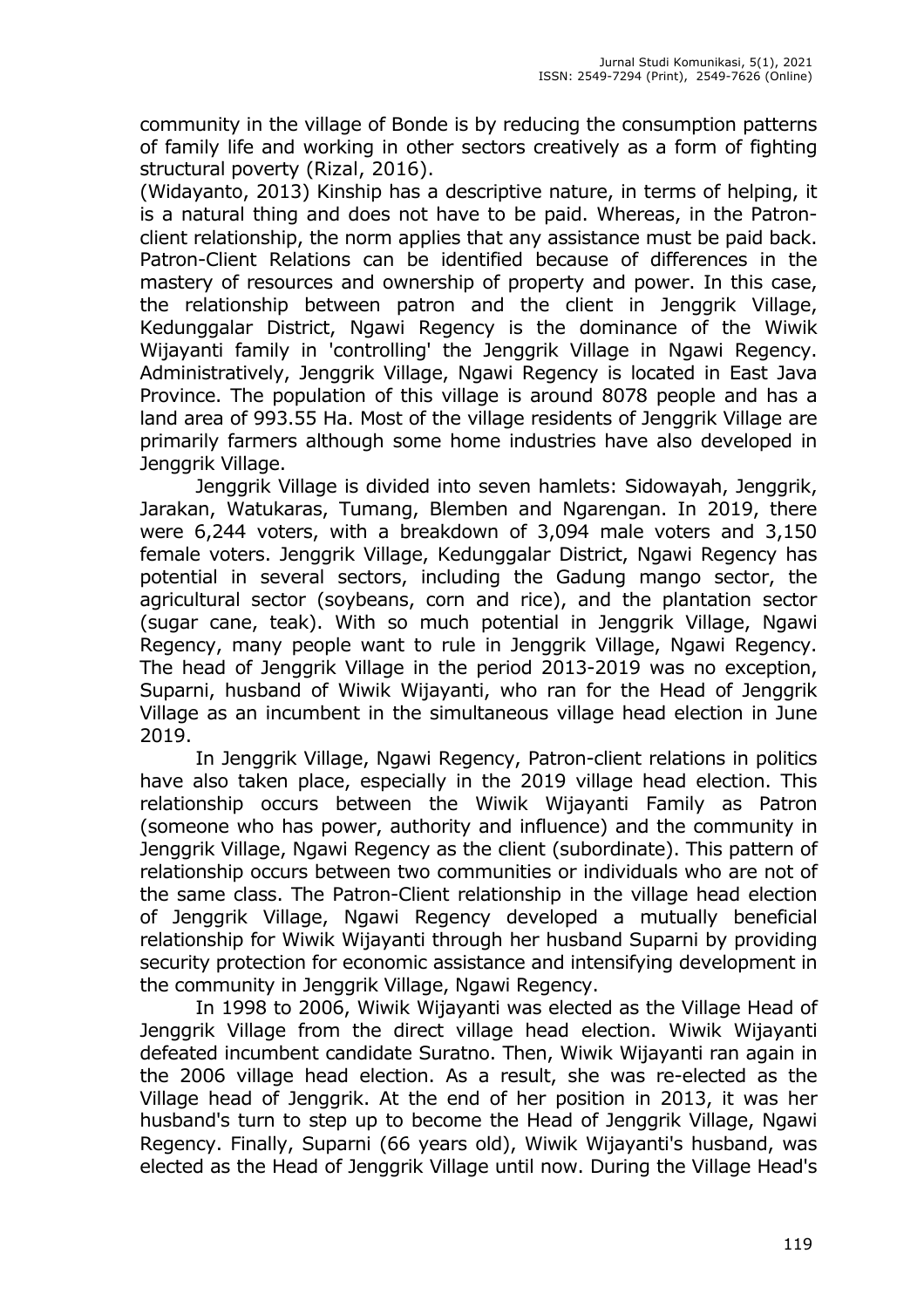community in the village of Bonde is by reducing the consumption patterns of family life and working in other sectors creatively as a form of fighting structural poverty (Rizal, 2016).

(Widayanto, 2013) Kinship has a descriptive nature, in terms of helping, it is a natural thing and does not have to be paid. Whereas, in the Patron-client relationship, the norm applies that any assistance must be paid back. Patron-Client Relations can be identified because of differences in the mastery of resources and ownership of property and power. In this case, the relationship between patron and the client in Jenggrik Village, Kedunggalar District, Ngawi Regency is the dominance of the Wiwik Wijayanti family in 'controlling' the Jenggrik Village in Ngawi Regency. Administratively, Jenggrik Village, Ngawi Regency is located in East Java Province. The population of this village is around 8078 people and has a land area of 993.55 Ha. Most of the village residents of Jenggrik Village are primarily farmers although some home industries have also developed in Jenggrik Village.

Jenggrik Village is divided into seven hamlets: Sidowayah, Jenggrik, Jarakan, Watukaras, Tumang, Blemben and Ngarengan. In 2019, there were 6,244 voters, with a breakdown of 3,094 male voters and 3,150 female voters. Jenggrik Village, Kedunggalar District, Ngawi Regency has potential in several sectors, including the Gadung mango sector, the agricultural sector (soybeans, corn and rice), and the plantation sector (sugar cane, teak). With so much potential in Jenggrik Village, Ngawi Regency, many people want to rule in Jenggrik Village, Ngawi Regency. The head of Jenggrik Village in the period 2013-2019 was no exception, Suparni, husband of Wiwik Wijayanti, who ran for the Head of Jenggrik Village as an incumbent in the simultaneous village head election in June 2019.

In Jenggrik Village, Ngawi Regency, Patron-client relations in politics have also taken place, especially in the 2019 village head election. This relationship occurs between the Wiwik Wijayanti Family as Patron (someone who has power, authority and influence) and the community in Jenggrik Village, Ngawi Regency as the client (subordinate). This pattern of relationship occurs between two communities or individuals who are not of the same class. The Patron-Client relationship in the village head election of Jenggrik Village, Ngawi Regency developed a mutually beneficial relationship for Wiwik Wijayanti through her husband Suparni by providing security protection for economic assistance and intensifying development in the community in Jenggrik Village, Ngawi Regency.

In 1998 to 2006, Wiwik Wijayanti was elected as the Village Head of Jenggrik Village from the direct village head election. Wiwik Wijayanti defeated incumbent candidate Suratno. Then, Wiwik Wijayanti ran again in the 2006 village head election. As a result, she was re-elected as the Village head of Jenggrik. At the end of her position in 2013, it was her husband's turn to step up to become the Head of Jenggrik Village, Ngawi Regency. Finally, Suparni (66 years old), Wiwik Wijayanti's husband, was elected as the Head of Jenggrik Village until now. During the Village Head's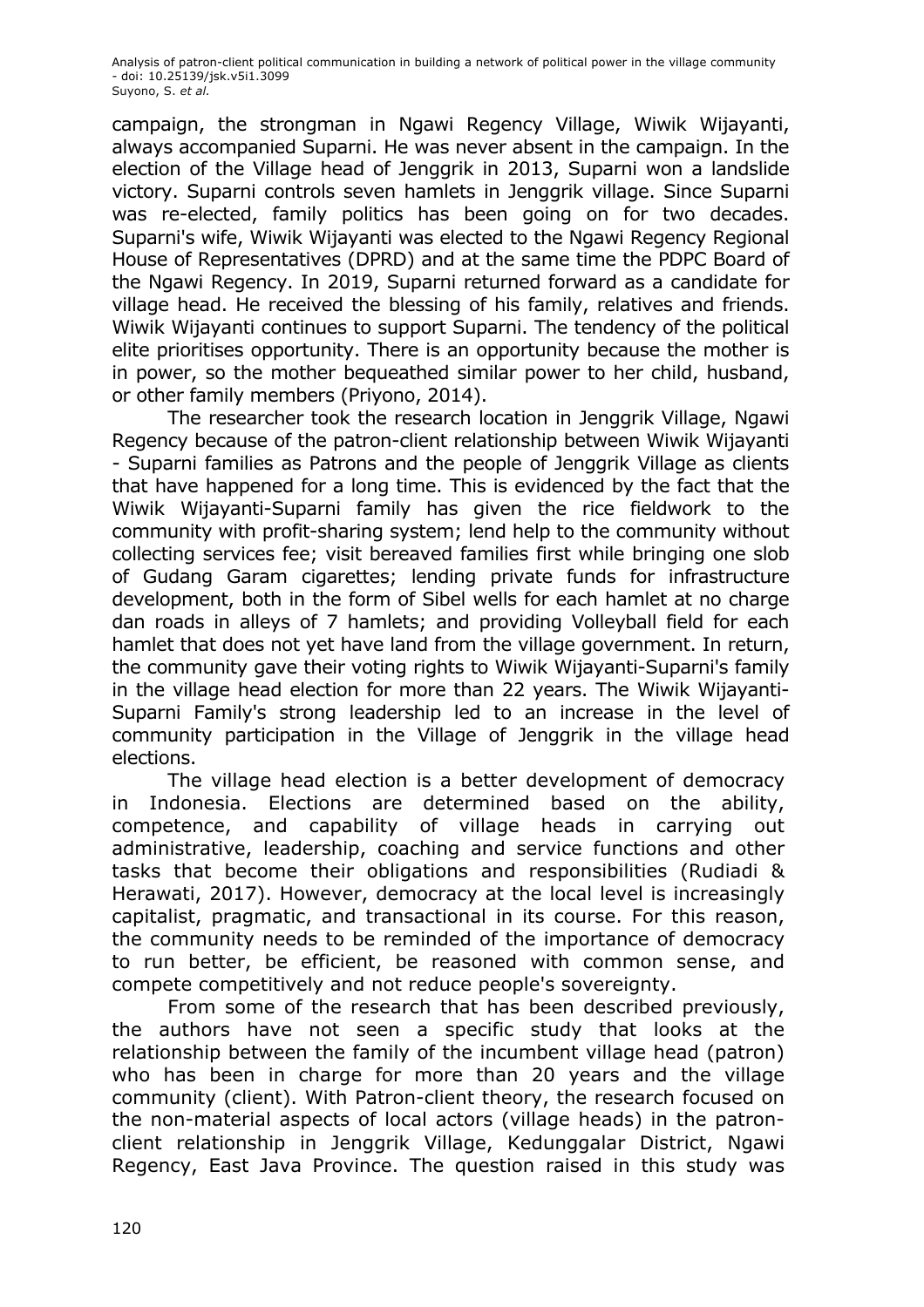campaign, the strongman in Ngawi Regency Village, Wiwik Wijayanti, always accompanied Suparni. He was never absent in the campaign. In the election of the Village head of Jenggrik in 2013, Suparni won a landslide victory. Suparni controls seven hamlets in Jenggrik village. Since Suparni was re-elected, family politics has been going on for two decades. Suparni's wife, Wiwik Wijayanti was elected to the Ngawi Regency Regional House of Representatives (DPRD) and at the same time the PDPC Board of the Ngawi Regency. In 2019, Suparni returned forward as a candidate for village head. He received the blessing of his family, relatives and friends. Wiwik Wijayanti continues to support Suparni. The tendency of the political elite prioritises opportunity. There is an opportunity because the mother is in power, so the mother bequeathed similar power to her child, husband, or other family members (Priyono, 2014).

The researcher took the research location in Jenggrik Village, Ngawi Regency because of the patron-client relationship between Wiwik Wijayanti - Suparni families as Patrons and the people of Jenggrik Village as clients that have happened for a long time. This is evidenced by the fact that the Wiwik Wijayanti-Suparni family has given the rice fieldwork to the community with profit-sharing system; lend help to the community without collecting services fee; visit bereaved families first while bringing one slob of Gudang Garam cigarettes; lending private funds for infrastructure development, both in the form of Sibel wells for each hamlet at no charge dan roads in alleys of 7 hamlets; and providing Volleyball field for each hamlet that does not yet have land from the village government. In return, the community gave their voting rights to Wiwik Wijayanti-Suparni's family in the village head election for more than 22 years. The Wiwik Wijayanti-Suparni Family's strong leadership led to an increase in the level of community participation in the Village of Jenggrik in the village head elections.

The village head election is a better development of democracy in Indonesia. Elections are determined based on the ability, competence, and capability of village heads in carrying out administrative, leadership, coaching and service functions and other tasks that become their obligations and responsibilities (Rudiadi & Herawati, 2017). However, democracy at the local level is increasingly capitalist, pragmatic, and transactional in its course. For this reason, the community needs to be reminded of the importance of democracy to run better, be efficient, be reasoned with common sense, and compete competitively and not reduce people's sovereignty.

From some of the research that has been described previously, the authors have not seen a specific study that looks at the relationship between the family of the incumbent village head (patron) who has been in charge for more than 20 years and the village community (client). With Patron-client theory, the research focused on the non-material aspects of local actors (village heads) in the patron-client relationship in Jenggrik Village, Kedunggalar District, Ngawi Regency, East Java Province. The question raised in this study was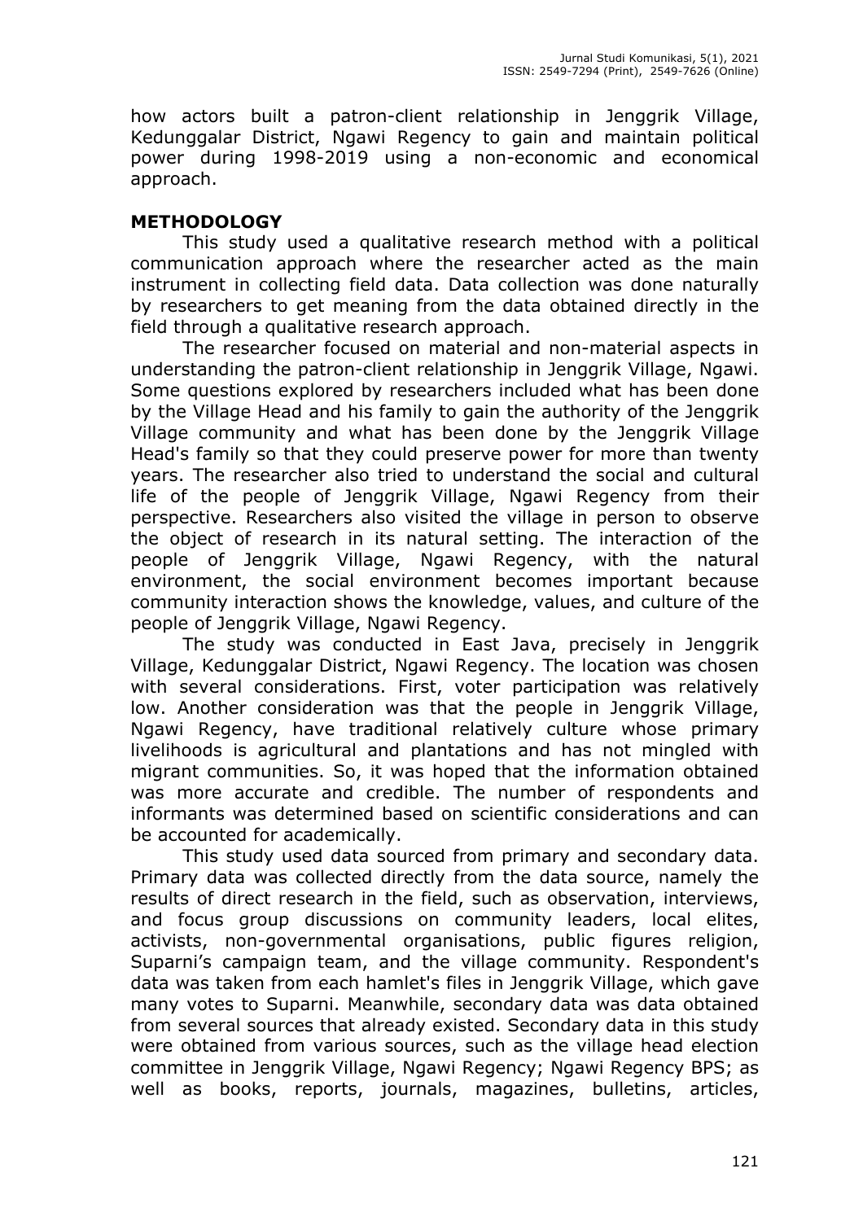how actors built a patron-client relationship in Jenggrik Village, Kedunggalar District, Ngawi Regency to gain and maintain political power during 1998-2019 using a non-economic and economical approach.

## METHODOLOGY

This study used a qualitative research method with a political communication approach where the researcher acted as the main instrument in collecting field data. Data collection was done naturally by researchers to get meaning from the data obtained directly in the field through a qualitative research approach.

The researcher focused on material and non-material aspects in understanding the patron-client relationship in Jenggrik Village, Ngawi. Some questions explored by researchers included what has been done by the Village Head and his family to gain the authority of the Jenggrik Village community and what has been done by the Jenggrik Village Head's family so that they could preserve power for more than twenty years. The researcher also tried to understand the social and cultural life of the people of Jenggrik Village, Ngawi Regency from their perspective. Researchers also visited the village in person to observe the object of research in its natural setting. The interaction of the people of Jenggrik Village, Ngawi Regency, with the natural environment, the social environment becomes important because community interaction shows the knowledge, values, and culture of the people of Jenggrik Village, Ngawi Regency.

The study was conducted in East Java, precisely in Jenggrik Village, Kedunggalar District, Ngawi Regency. The location was chosen with several considerations. First, voter participation was relatively low. Another consideration was that the people in Jenggrik Village, Ngawi Regency, have traditional relatively culture whose primary livelihoods is agricultural and plantations and has not mingled with migrant communities. So, it was hoped that the information obtained was more accurate and credible. The number of respondents and informants was determined based on scientific considerations and can be accounted for academically.

This study used data sourced from primary and secondary data. Primary data was collected directly from the data source, namely the results of direct research in the field, such as observation, interviews, and focus group discussions on community leaders, local elites, activists, non-governmental organisations, public figures religion, Suparni's campaign team, and the village community. Respondent's data was taken from each hamlet's files in Jenggrik Village, which gave many votes to Suparni. Meanwhile, secondary data was data obtained from several sources that already existed. Secondary data in this study were obtained from various sources, such as the village head election committee in Jenggrik Village, Ngawi Regency; Ngawi Regency BPS; as well as books, reports, journals, magazines, bulletins, articles,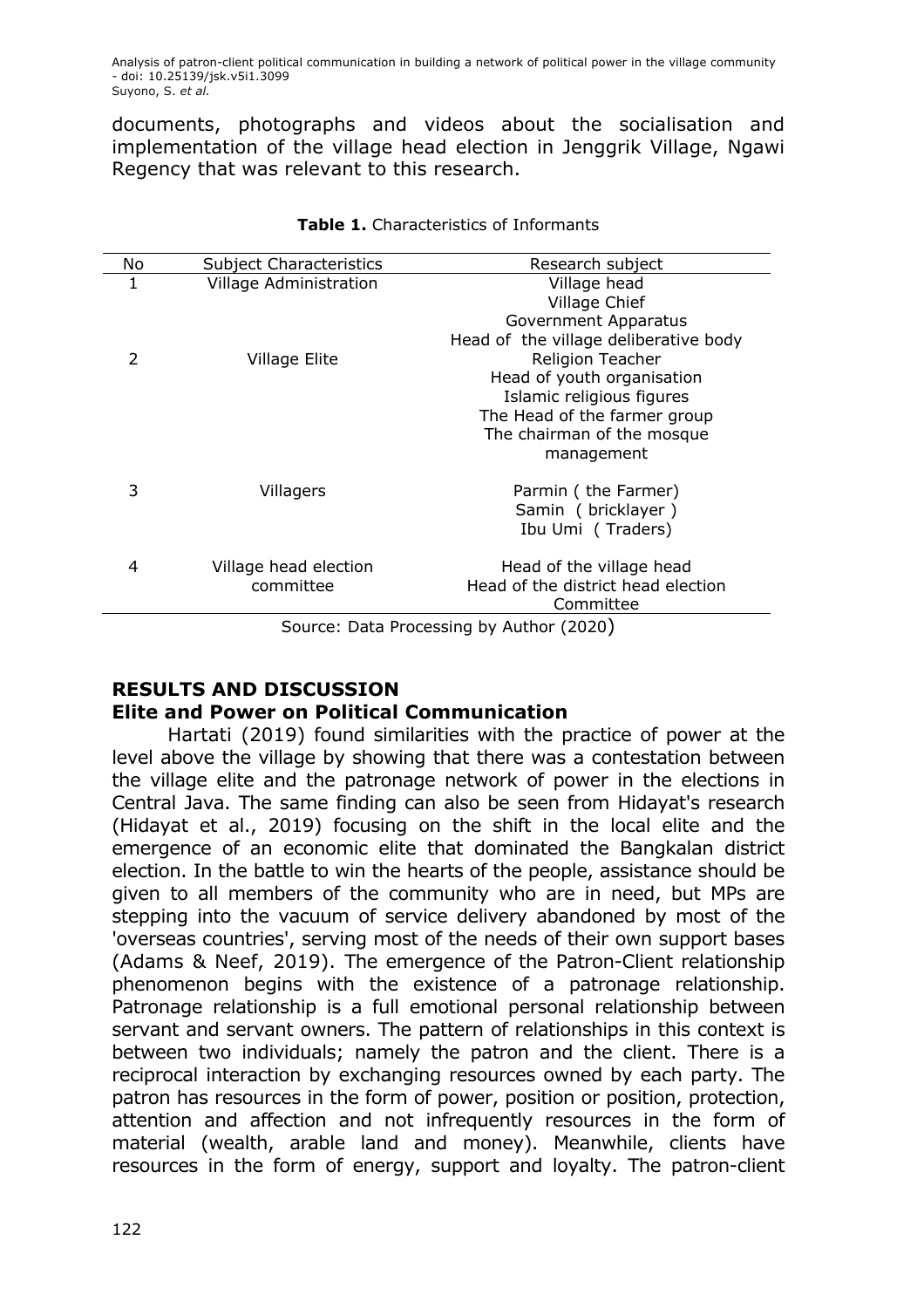documents, photographs and videos about the socialisation and implementation of the village head election in Jenggrik Village, Ngawi Regency that was relevant to this research.

**Table 1.** Characteristics of Informants

| No | Subject Characteristics | Research subject |
|---|---|---|
| 1 | Village Administration | Village head<br>Village Chief<br>Government Apparatus<br>Head of the village deliberative body |
| 2 | Village Elite | Religion Teacher<br>Head of youth organisation<br>Islamic religious figures<br>The Head of the farmer group<br>The chairman of the mosque management |
| 3 | Villagers | Parmin ( the Farmer)<br>Samin ( bricklayer )<br>Ibu Umi ( Traders) |
| 4 | Village head election committee | Head of the village head<br>Head of the district head election Committee |

Source: Data Processing by Author (2020)

## RESULTS AND DISCUSSION

### Elite and Power on Political Communication

Hartati (2019) found similarities with the practice of power at the level above the village by showing that there was a contestation between the village elite and the patronage network of power in the elections in Central Java. The same finding can also be seen from Hidayat's research (Hidayat et al., 2019) focusing on the shift in the local elite and the emergence of an economic elite that dominated the Bangkalan district election. In the battle to win the hearts of the people, assistance should be given to all members of the community who are in need, but MPs are stepping into the vacuum of service delivery abandoned by most of the 'overseas countries', serving most of the needs of their own support bases (Adams & Neef, 2019). The emergence of the Patron-Client relationship phenomenon begins with the existence of a patronage relationship. Patronage relationship is a full emotional personal relationship between servant and servant owners. The pattern of relationships in this context is between two individuals; namely the patron and the client. There is a reciprocal interaction by exchanging resources owned by each party. The patron has resources in the form of power, position or position, protection, attention and affection and not infrequently resources in the form of material (wealth, arable land and money). Meanwhile, clients have resources in the form of energy, support and loyalty. The patron-client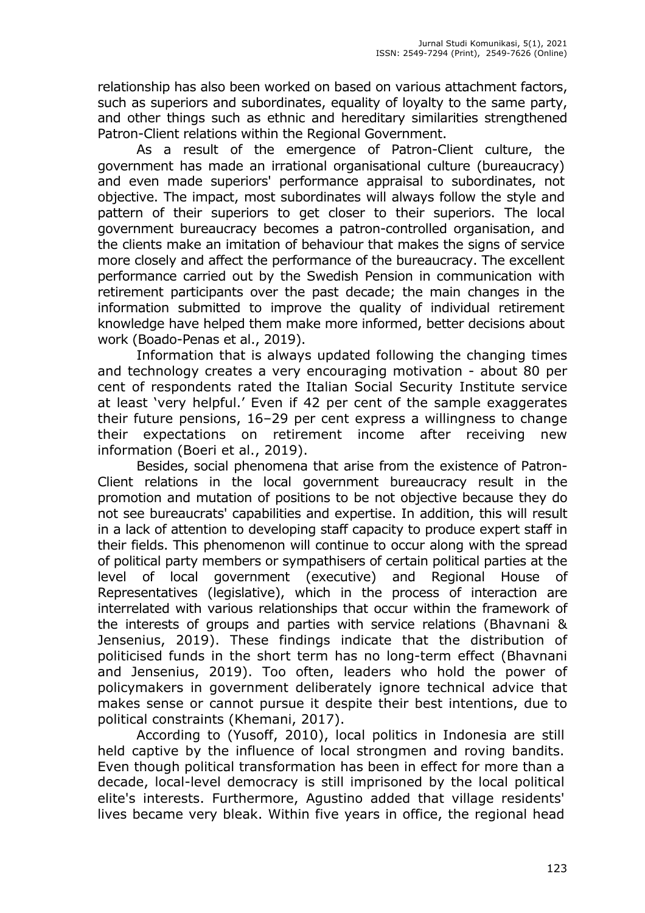relationship has also been worked on based on various attachment factors, such as superiors and subordinates, equality of loyalty to the same party, and other things such as ethnic and hereditary similarities strengthened Patron-Client relations within the Regional Government.

As a result of the emergence of Patron-Client culture, the government has made an irrational organisational culture (bureaucracy) and even made superiors' performance appraisal to subordinates, not objective. The impact, most subordinates will always follow the style and pattern of their superiors to get closer to their superiors. The local government bureaucracy becomes a patron-controlled organisation, and the clients make an imitation of behaviour that makes the signs of service more closely and affect the performance of the bureaucracy. The excellent performance carried out by the Swedish Pension in communication with retirement participants over the past decade; the main changes in the information submitted to improve the quality of individual retirement knowledge have helped them make more informed, better decisions about work (Boado-Penas et al., 2019).

Information that is always updated following the changing times and technology creates a very encouraging motivation - about 80 per cent of respondents rated the Italian Social Security Institute service at least 'very helpful.' Even if 42 per cent of the sample exaggerates their future pensions, 16–29 per cent express a willingness to change their expectations on retirement income after receiving new information (Boeri et al., 2019).

Besides, social phenomena that arise from the existence of Patron-Client relations in the local government bureaucracy result in the promotion and mutation of positions to be not objective because they do not see bureaucrats' capabilities and expertise. In addition, this will result in a lack of attention to developing staff capacity to produce expert staff in their fields. This phenomenon will continue to occur along with the spread of political party members or sympathisers of certain political parties at the level of local government (executive) and Regional House of Representatives (legislative), which in the process of interaction are interrelated with various relationships that occur within the framework of the interests of groups and parties with service relations (Bhavnani & Jensenius, 2019). These findings indicate that the distribution of politicised funds in the short term has no long-term effect (Bhavnani and Jensenius, 2019). Too often, leaders who hold the power of policymakers in government deliberately ignore technical advice that makes sense or cannot pursue it despite their best intentions, due to political constraints (Khemani, 2017).

According to (Yusoff, 2010), local politics in Indonesia are still held captive by the influence of local strongmen and roving bandits. Even though political transformation has been in effect for more than a decade, local-level democracy is still imprisoned by the local political elite's interests. Furthermore, Agustino added that village residents' lives became very bleak. Within five years in office, the regional head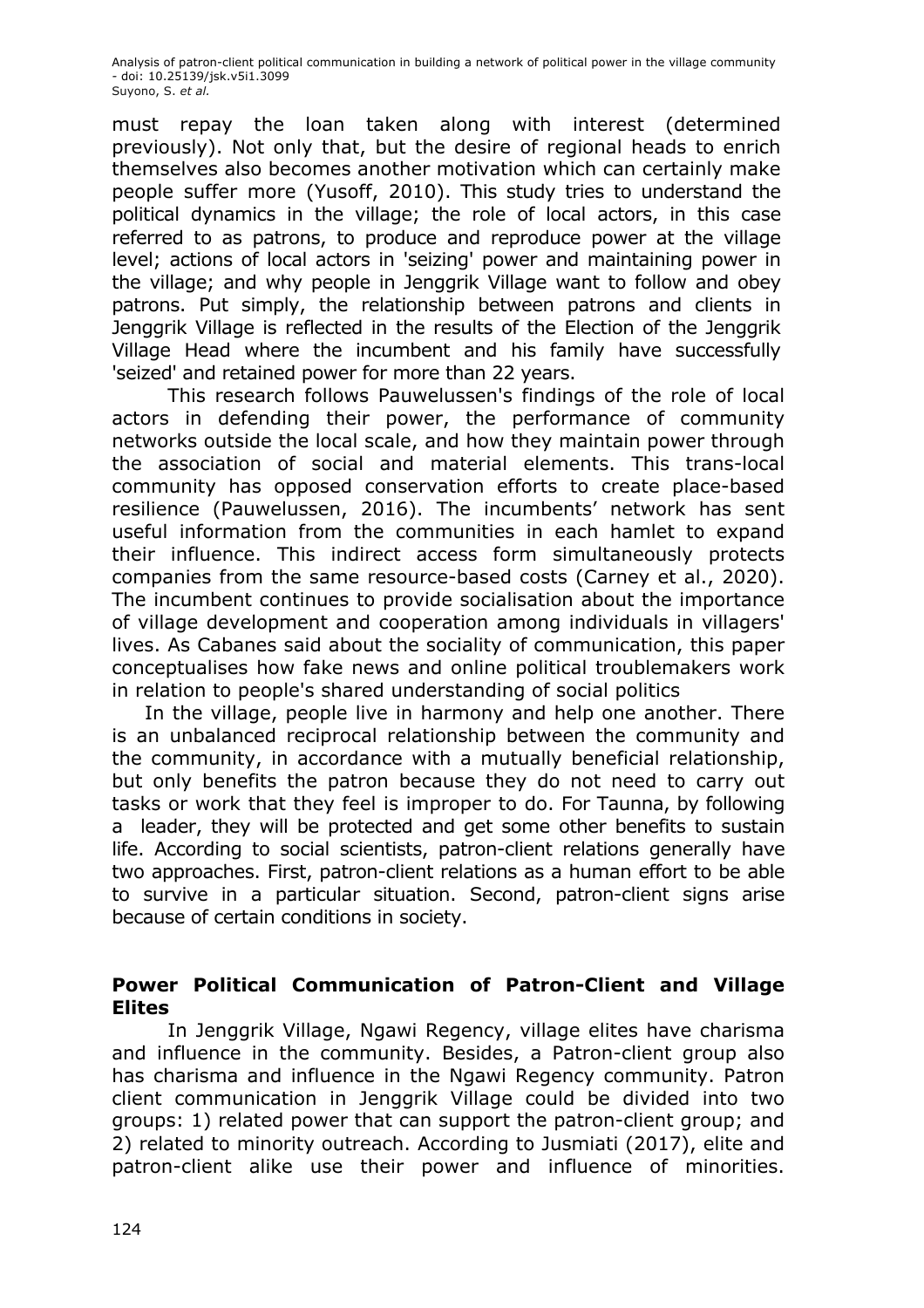must repay the loan taken along with interest (determined previously). Not only that, but the desire of regional heads to enrich themselves also becomes another motivation which can certainly make people suffer more (Yusoff, 2010). This study tries to understand the political dynamics in the village; the role of local actors, in this case referred to as patrons, to produce and reproduce power at the village level; actions of local actors in 'seizing' power and maintaining power in the village; and why people in Jenggrik Village want to follow and obey patrons. Put simply, the relationship between patrons and clients in Jenggrik Village is reflected in the results of the Election of the Jenggrik Village Head where the incumbent and his family have successfully 'seized' and retained power for more than 22 years.

This research follows Pauwelussen's findings of the role of local actors in defending their power, the performance of community networks outside the local scale, and how they maintain power through the association of social and material elements. This trans-local community has opposed conservation efforts to create place-based resilience (Pauwelussen, 2016). The incumbents' network has sent useful information from the communities in each hamlet to expand their influence. This indirect access form simultaneously protects companies from the same resource-based costs (Carney et al., 2020). The incumbent continues to provide socialisation about the importance of village development and cooperation among individuals in villagers' lives. As Cabanes said about the sociality of communication, this paper conceptualises how fake news and online political troublemakers work in relation to people's shared understanding of social politics

In the village, people live in harmony and help one another. There is an unbalanced reciprocal relationship between the community and the community, in accordance with a mutually beneficial relationship, but only benefits the patron because they do not need to carry out tasks or work that they feel is improper to do. For Taunna, by following a leader, they will be protected and get some other benefits to sustain life. According to social scientists, patron-client relations generally have two approaches. First, patron-client relations as a human effort to be able to survive in a particular situation. Second, patron-client signs arise because of certain conditions in society.

## Power Political Communication of Patron-Client and Village Elites

In Jenggrik Village, Ngawi Regency, village elites have charisma and influence in the community. Besides, a Patron-client group also has charisma and influence in the Ngawi Regency community. Patron client communication in Jenggrik Village could be divided into two groups: 1) related power that can support the patron-client group; and 2) related to minority outreach. According to Jusmiati (2017), elite and patron-client alike use their power and influence of minorities.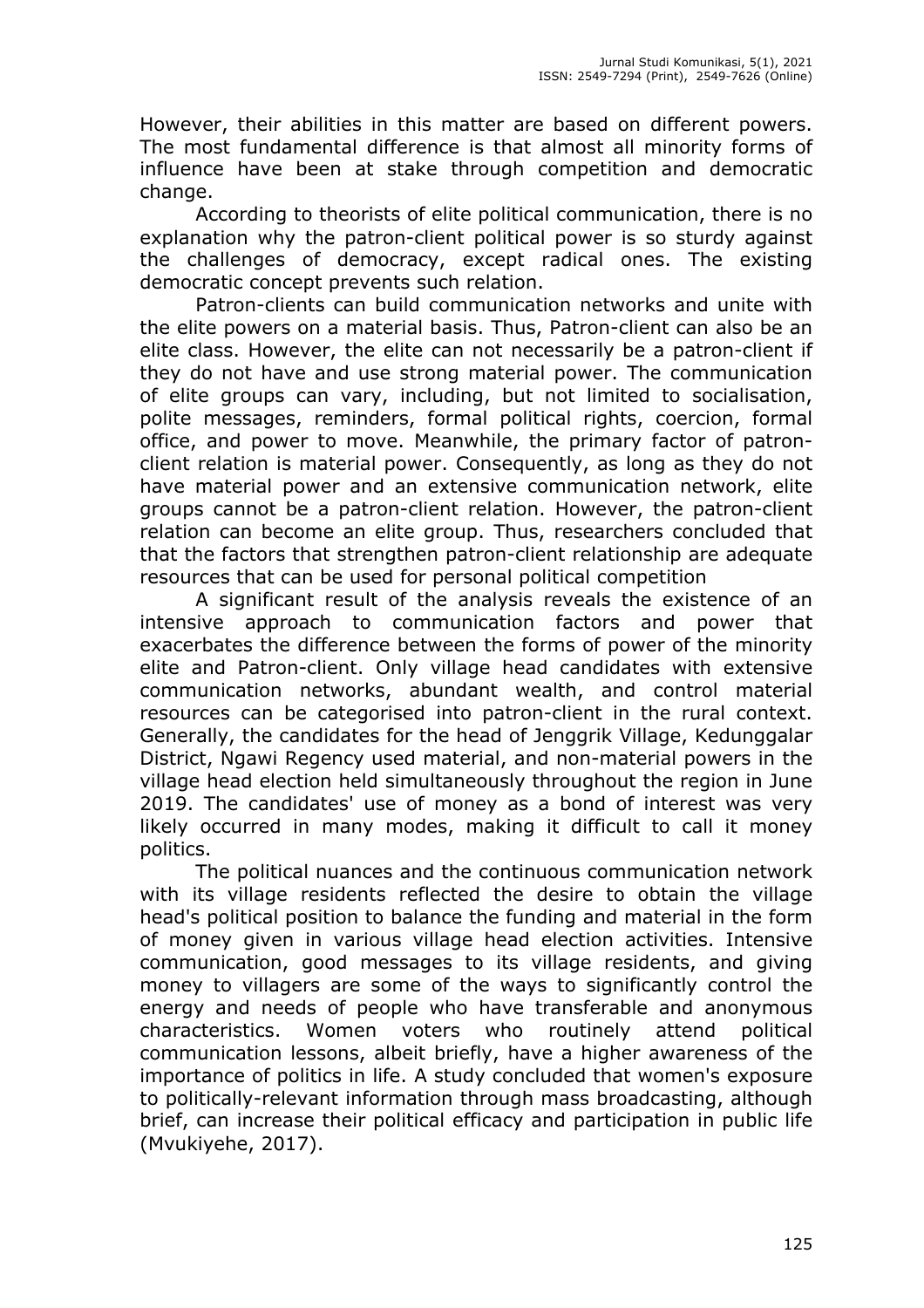However, their abilities in this matter are based on different powers. The most fundamental difference is that almost all minority forms of influence have been at stake through competition and democratic change.

According to theorists of elite political communication, there is no explanation why the patron-client political power is so sturdy against the challenges of democracy, except radical ones. The existing democratic concept prevents such relation.

Patron-clients can build communication networks and unite with the elite powers on a material basis. Thus, Patron-client can also be an elite class. However, the elite can not necessarily be a patron-client if they do not have and use strong material power. The communication of elite groups can vary, including, but not limited to socialisation, polite messages, reminders, formal political rights, coercion, formal office, and power to move. Meanwhile, the primary factor of patron-client relation is material power. Consequently, as long as they do not have material power and an extensive communication network, elite groups cannot be a patron-client relation. However, the patron-client relation can become an elite group. Thus, researchers concluded that that the factors that strengthen patron-client relationship are adequate resources that can be used for personal political competition

A significant result of the analysis reveals the existence of an intensive approach to communication factors and power that exacerbates the difference between the forms of power of the minority elite and Patron-client. Only village head candidates with extensive communication networks, abundant wealth, and control material resources can be categorised into patron-client in the rural context. Generally, the candidates for the head of Jenggrik Village, Kedunggalar District, Ngawi Regency used material, and non-material powers in the village head election held simultaneously throughout the region in June 2019. The candidates' use of money as a bond of interest was very likely occurred in many modes, making it difficult to call it money politics.

The political nuances and the continuous communication network with its village residents reflected the desire to obtain the village head's political position to balance the funding and material in the form of money given in various village head election activities. Intensive communication, good messages to its village residents, and giving money to villagers are some of the ways to significantly control the energy and needs of people who have transferable and anonymous characteristics. Women voters who routinely attend political communication lessons, albeit briefly, have a higher awareness of the importance of politics in life. A study concluded that women's exposure to politically-relevant information through mass broadcasting, although brief, can increase their political efficacy and participation in public life (Mvukiyehe, 2017).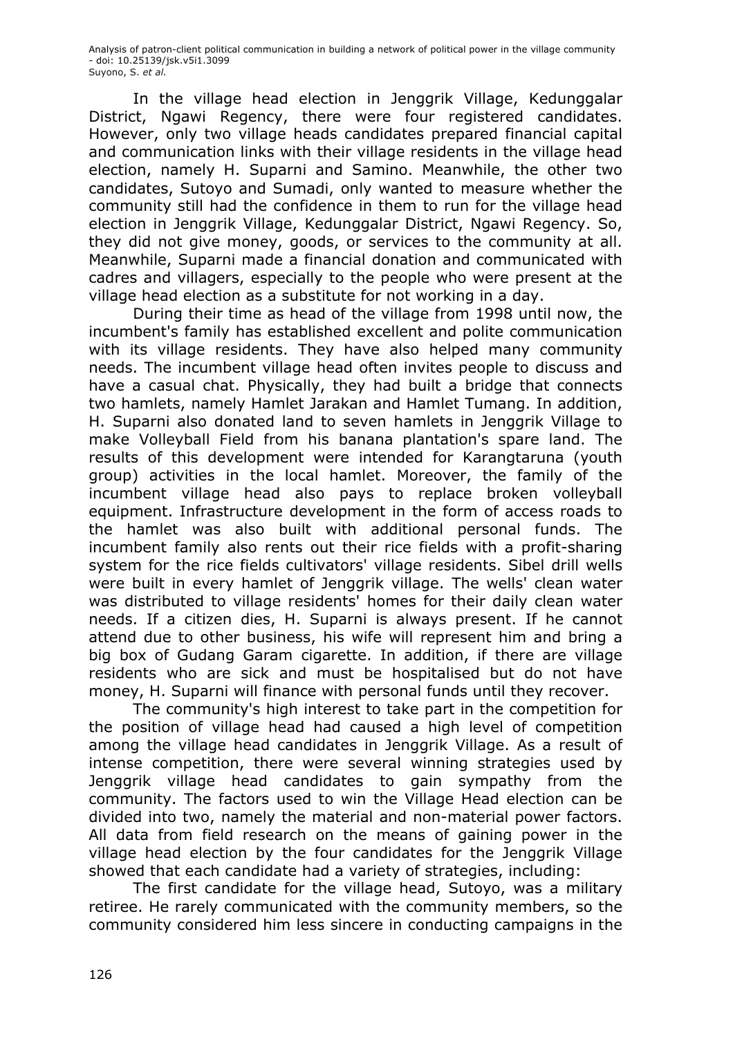In the village head election in Jenggrik Village, Kedunggalar District, Ngawi Regency, there were four registered candidates. However, only two village heads candidates prepared financial capital and communication links with their village residents in the village head election, namely H. Suparni and Samino. Meanwhile, the other two candidates, Sutoyo and Sumadi, only wanted to measure whether the community still had the confidence in them to run for the village head election in Jenggrik Village, Kedunggalar District, Ngawi Regency. So, they did not give money, goods, or services to the community at all. Meanwhile, Suparni made a financial donation and communicated with cadres and villagers, especially to the people who were present at the village head election as a substitute for not working in a day.

During their time as head of the village from 1998 until now, the incumbent's family has established excellent and polite communication with its village residents. They have also helped many community needs. The incumbent village head often invites people to discuss and have a casual chat. Physically, they had built a bridge that connects two hamlets, namely Hamlet Jarakan and Hamlet Tumang. In addition, H. Suparni also donated land to seven hamlets in Jenggrik Village to make Volleyball Field from his banana plantation's spare land. The results of this development were intended for Karangtaruna (youth group) activities in the local hamlet. Moreover, the family of the incumbent village head also pays to replace broken volleyball equipment. Infrastructure development in the form of access roads to the hamlet was also built with additional personal funds. The incumbent family also rents out their rice fields with a profit-sharing system for the rice fields cultivators' village residents. Sibel drill wells were built in every hamlet of Jenggrik village. The wells' clean water was distributed to village residents' homes for their daily clean water needs. If a citizen dies, H. Suparni is always present. If he cannot attend due to other business, his wife will represent him and bring a big box of Gudang Garam cigarette. In addition, if there are village residents who are sick and must be hospitalised but do not have money, H. Suparni will finance with personal funds until they recover.

The community's high interest to take part in the competition for the position of village head had caused a high level of competition among the village head candidates in Jenggrik Village. As a result of intense competition, there were several winning strategies used by Jenggrik village head candidates to gain sympathy from the community. The factors used to win the Village Head election can be divided into two, namely the material and non-material power factors. All data from field research on the means of gaining power in the village head election by the four candidates for the Jenggrik Village showed that each candidate had a variety of strategies, including:

The first candidate for the village head, Sutoyo, was a military retiree. He rarely communicated with the community members, so the community considered him less sincere in conducting campaigns in the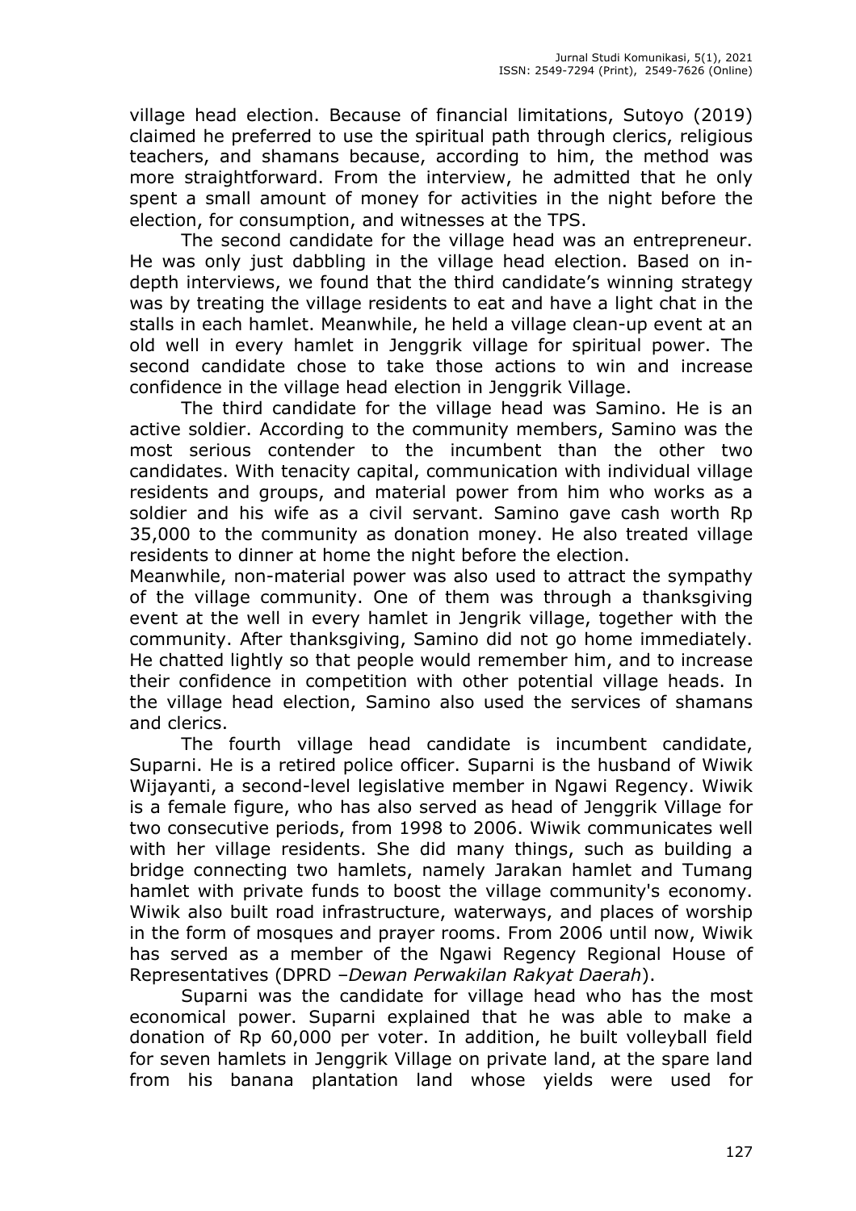village head election. Because of financial limitations, Sutoyo (2019) claimed he preferred to use the spiritual path through clerics, religious teachers, and shamans because, according to him, the method was more straightforward. From the interview, he admitted that he only spent a small amount of money for activities in the night before the election, for consumption, and witnesses at the TPS.

The second candidate for the village head was an entrepreneur. He was only just dabbling in the village head election. Based on in-depth interviews, we found that the third candidate's winning strategy was by treating the village residents to eat and have a light chat in the stalls in each hamlet. Meanwhile, he held a village clean-up event at an old well in every hamlet in Jenggrik village for spiritual power. The second candidate chose to take those actions to win and increase confidence in the village head election in Jenggrik Village.

The third candidate for the village head was Samino. He is an active soldier. According to the community members, Samino was the most serious contender to the incumbent than the other two candidates. With tenacity capital, communication with individual village residents and groups, and material power from him who works as a soldier and his wife as a civil servant. Samino gave cash worth Rp 35,000 to the community as donation money. He also treated village residents to dinner at home the night before the election.
Meanwhile, non-material power was also used to attract the sympathy of the village community. One of them was through a thanksgiving event at the well in every hamlet in Jengrik village, together with the community. After thanksgiving, Samino did not go home immediately. He chatted lightly so that people would remember him, and to increase their confidence in competition with other potential village heads. In the village head election, Samino also used the services of shamans and clerics.

The fourth village head candidate is incumbent candidate, Suparni. He is a retired police officer. Suparni is the husband of Wiwik Wijayanti, a second-level legislative member in Ngawi Regency. Wiwik is a female figure, who has also served as head of Jenggrik Village for two consecutive periods, from 1998 to 2006. Wiwik communicates well with her village residents. She did many things, such as building a bridge connecting two hamlets, namely Jarakan hamlet and Tumang hamlet with private funds to boost the village community's economy. Wiwik also built road infrastructure, waterways, and places of worship in the form of mosques and prayer rooms. From 2006 until now, Wiwik has served as a member of the Ngawi Regency Regional House of Representatives (DPRD –*Dewan Perwakilan Rakyat Daerah*).

Suparni was the candidate for village head who has the most economical power. Suparni explained that he was able to make a donation of Rp 60,000 per voter. In addition, he built volleyball field for seven hamlets in Jenggrik Village on private land, at the spare land from his banana plantation land whose yields were used for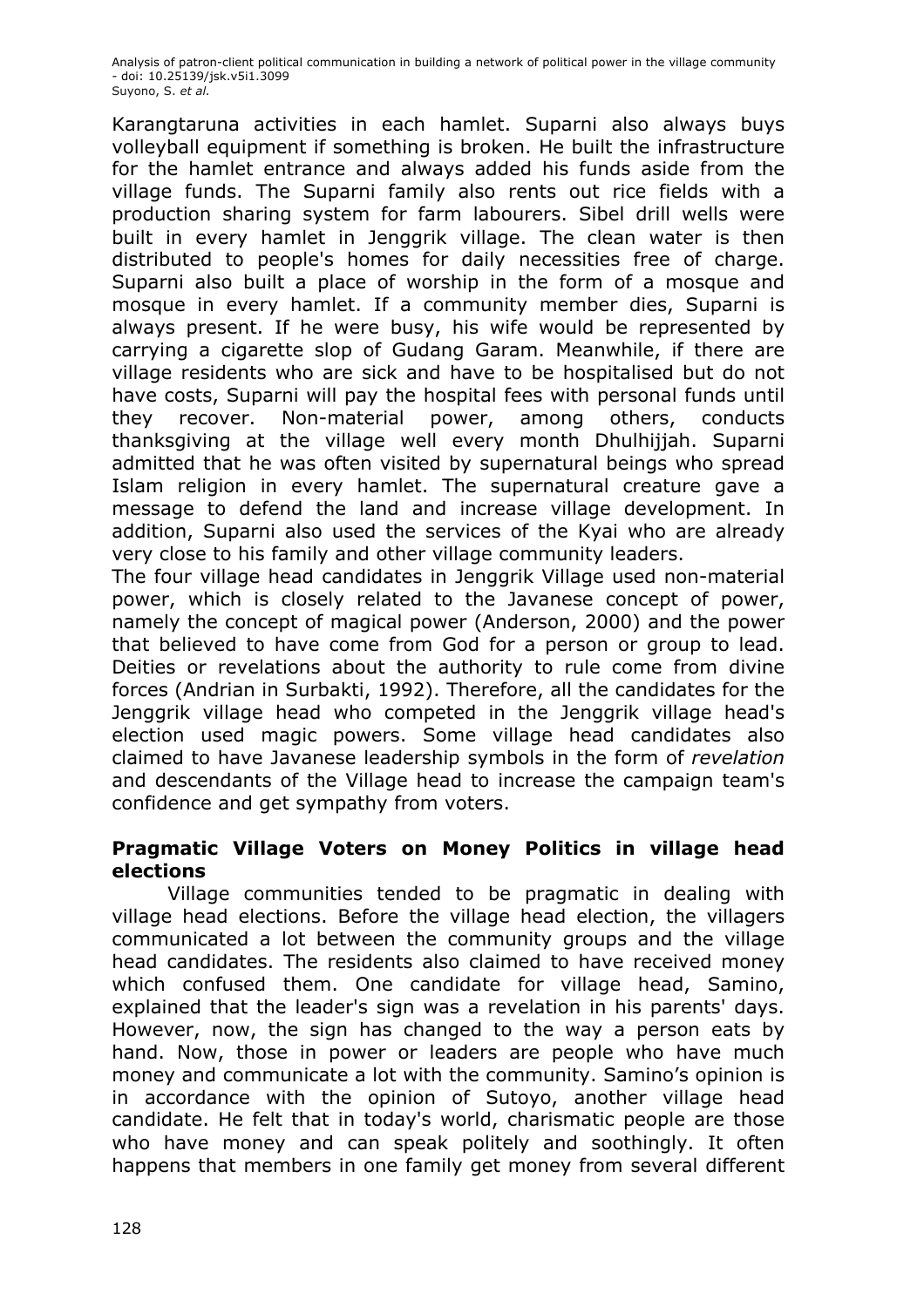Karangtaruna activities in each hamlet. Suparni also always buys volleyball equipment if something is broken. He built the infrastructure for the hamlet entrance and always added his funds aside from the village funds. The Suparni family also rents out rice fields with a production sharing system for farm labourers. Sibel drill wells were built in every hamlet in Jenggrik village. The clean water is then distributed to people's homes for daily necessities free of charge. Suparni also built a place of worship in the form of a mosque and mosque in every hamlet. If a community member dies, Suparni is always present. If he were busy, his wife would be represented by carrying a cigarette slop of Gudang Garam. Meanwhile, if there are village residents who are sick and have to be hospitalised but do not have costs, Suparni will pay the hospital fees with personal funds until they recover. Non-material power, among others, conducts thanksgiving at the village well every month Dhulhijjah. Suparni admitted that he was often visited by supernatural beings who spread Islam religion in every hamlet. The supernatural creature gave a message to defend the land and increase village development. In addition, Suparni also used the services of the Kyai who are already very close to his family and other village community leaders.

The four village head candidates in Jenggrik Village used non-material power, which is closely related to the Javanese concept of power, namely the concept of magical power (Anderson, 2000) and the power that believed to have come from God for a person or group to lead. Deities or revelations about the authority to rule come from divine forces (Andrian in Surbakti, 1992). Therefore, all the candidates for the Jenggrik village head who competed in the Jenggrik village head's election used magic powers. Some village head candidates also claimed to have Javanese leadership symbols in the form of *revelation* and descendants of the Village head to increase the campaign team's confidence and get sympathy from voters.

### **Pragmatic Village Voters on Money Politics in village head elections**

Village communities tended to be pragmatic in dealing with village head elections. Before the village head election, the villagers communicated a lot between the community groups and the village head candidates. The residents also claimed to have received money which confused them. One candidate for village head, Samino, explained that the leader's sign was a revelation in his parents' days. However, now, the sign has changed to the way a person eats by hand. Now, those in power or leaders are people who have much money and communicate a lot with the community. Samino's opinion is in accordance with the opinion of Sutoyo, another village head candidate. He felt that in today's world, charismatic people are those who have money and can speak politely and soothingly. It often happens that members in one family get money from several different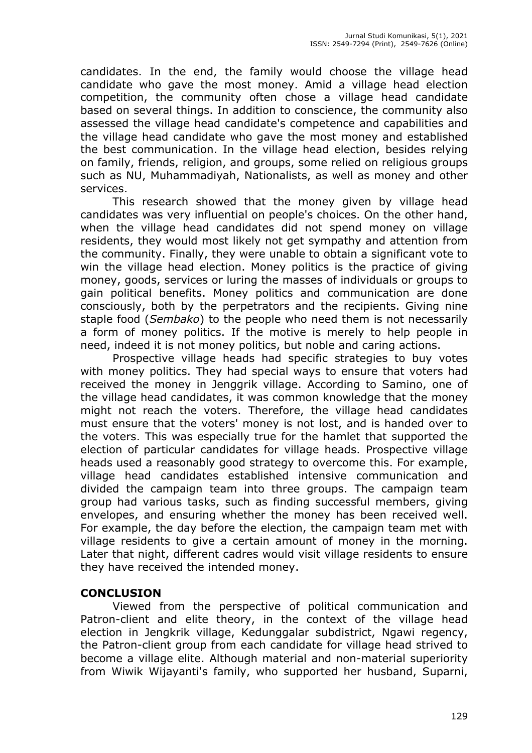candidates. In the end, the family would choose the village head candidate who gave the most money. Amid a village head election competition, the community often chose a village head candidate based on several things. In addition to conscience, the community also assessed the village head candidate's competence and capabilities and the village head candidate who gave the most money and established the best communication. In the village head election, besides relying on family, friends, religion, and groups, some relied on religious groups such as NU, Muhammadiyah, Nationalists, as well as money and other services.

This research showed that the money given by village head candidates was very influential on people's choices. On the other hand, when the village head candidates did not spend money on village residents, they would most likely not get sympathy and attention from the community. Finally, they were unable to obtain a significant vote to win the village head election. Money politics is the practice of giving money, goods, services or luring the masses of individuals or groups to gain political benefits. Money politics and communication are done consciously, both by the perpetrators and the recipients. Giving nine staple food (*Sembako*) to the people who need them is not necessarily a form of money politics. If the motive is merely to help people in need, indeed it is not money politics, but noble and caring actions.

Prospective village heads had specific strategies to buy votes with money politics. They had special ways to ensure that voters had received the money in Jenggrik village. According to Samino, one of the village head candidates, it was common knowledge that the money might not reach the voters. Therefore, the village head candidates must ensure that the voters' money is not lost, and is handed over to the voters. This was especially true for the hamlet that supported the election of particular candidates for village heads. Prospective village heads used a reasonably good strategy to overcome this. For example, village head candidates established intensive communication and divided the campaign team into three groups. The campaign team group had various tasks, such as finding successful members, giving envelopes, and ensuring whether the money has been received well. For example, the day before the election, the campaign team met with village residents to give a certain amount of money in the morning. Later that night, different cadres would visit village residents to ensure they have received the intended money.

## CONCLUSION

Viewed from the perspective of political communication and Patron-client and elite theory, in the context of the village head election in Jengkrik village, Kedunggalar subdistrict, Ngawi regency, the Patron-client group from each candidate for village head strived to become a village elite. Although material and non-material superiority from Wiwik Wijayanti's family, who supported her husband, Suparni,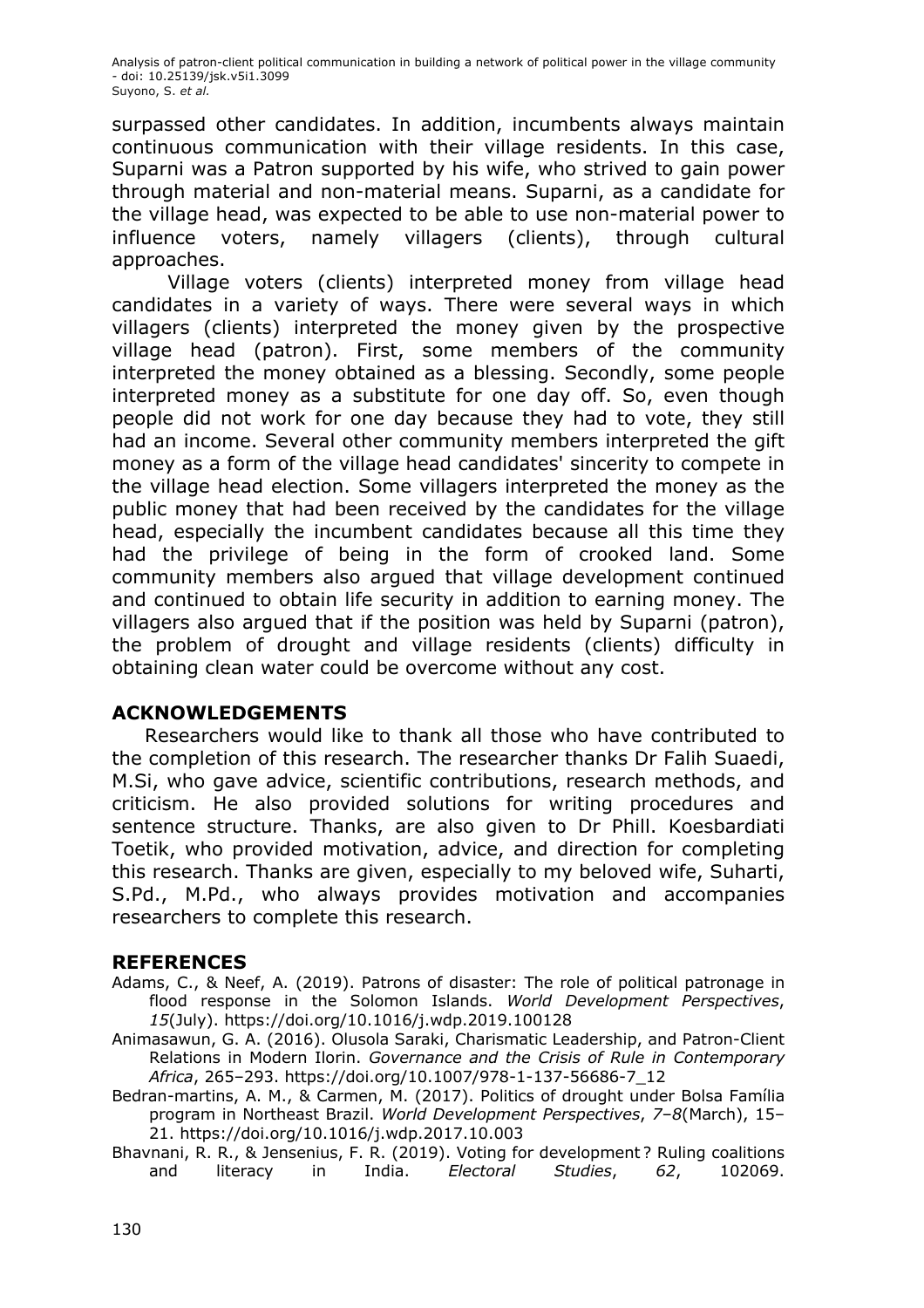surpassed other candidates. In addition, incumbents always maintain continuous communication with their village residents. In this case, Suparni was a Patron supported by his wife, who strived to gain power through material and non-material means. Suparni, as a candidate for the village head, was expected to be able to use non-material power to influence voters, namely villagers (clients), through cultural approaches.

Village voters (clients) interpreted money from village head candidates in a variety of ways. There were several ways in which villagers (clients) interpreted the money given by the prospective village head (patron). First, some members of the community interpreted the money obtained as a blessing. Secondly, some people interpreted money as a substitute for one day off. So, even though people did not work for one day because they had to vote, they still had an income. Several other community members interpreted the gift money as a form of the village head candidates' sincerity to compete in the village head election. Some villagers interpreted the money as the public money that had been received by the candidates for the village head, especially the incumbent candidates because all this time they had the privilege of being in the form of crooked land. Some community members also argued that village development continued and continued to obtain life security in addition to earning money. The villagers also argued that if the position was held by Suparni (patron), the problem of drought and village residents (clients) difficulty in obtaining clean water could be overcome without any cost.

## ACKNOWLEDGEMENTS

Researchers would like to thank all those who have contributed to the completion of this research. The researcher thanks Dr Falih Suaedi, M.Si, who gave advice, scientific contributions, research methods, and criticism. He also provided solutions for writing procedures and sentence structure. Thanks, are also given to Dr Phill. Koesbardiati Toetik, who provided motivation, advice, and direction for completing this research. Thanks are given, especially to my beloved wife, Suharti, S.Pd., M.Pd., who always provides motivation and accompanies researchers to complete this research.

## REFERENCES

Adams, C., & Neef, A. (2019). Patrons of disaster: The role of political patronage in flood response in the Solomon Islands. *World Development Perspectives*, *15*(July). https://doi.org/10.1016/j.wdp.2019.100128

Animasawun, G. A. (2016). Olusola Saraki, Charismatic Leadership, and Patron-Client Relations in Modern Ilorin. *Governance and the Crisis of Rule in Contemporary Africa*, 265–293. https://doi.org/10.1007/978-1-137-56686-7_12

Bedran-martins, A. M., & Carmen, M. (2017). Politics of drought under Bolsa Família program in Northeast Brazil. *World Development Perspectives*, *7–8*(March), 15–21. https://doi.org/10.1016/j.wdp.2017.10.003

Bhavnani, R. R., & Jensenius, F. R. (2019). Voting for development? Ruling coalitions and literacy in India. *Electoral Studies*, *62*, 102069.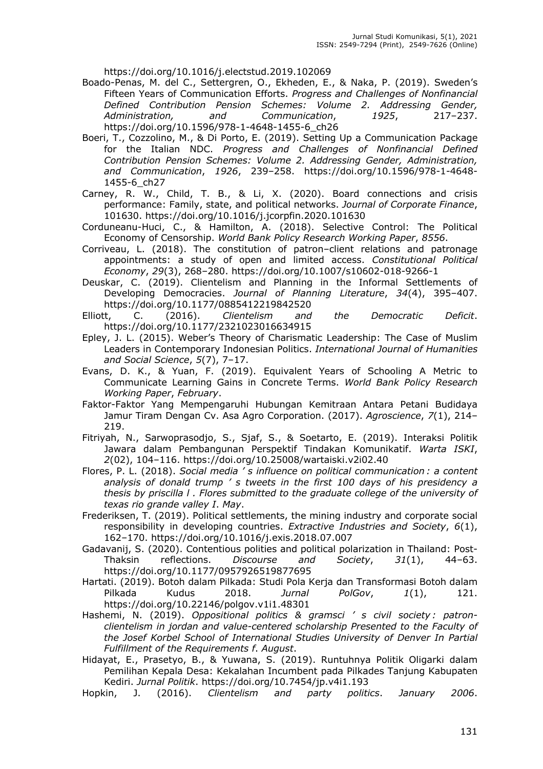https://doi.org/10.1016/j.electstud.2019.102069

Boado-Penas, M. del C., Settergren, O., Ekheden, E., & Naka, P. (2019). Sweden's Fifteen Years of Communication Efforts. *Progress and Challenges of Nonfinancial Defined Contribution Pension Schemes: Volume 2. Addressing Gender, Administration, and Communication*, *1925*, 217–237. https://doi.org/10.1596/978-1-4648-1455-6_ch26

Boeri, T., Cozzolino, M., & Di Porto, E. (2019). Setting Up a Communication Package for the Italian NDC. *Progress and Challenges of Nonfinancial Defined Contribution Pension Schemes: Volume 2. Addressing Gender, Administration, and Communication*, *1926*, 239–258. https://doi.org/10.1596/978-1-4648-1455-6_ch27

Carney, R. W., Child, T. B., & Li, X. (2020). Board connections and crisis performance: Family, state, and political networks. *Journal of Corporate Finance*, 101630. https://doi.org/10.1016/j.jcorpfin.2020.101630

Corduneanu-Huci, C., & Hamilton, A. (2018). Selective Control: The Political Economy of Censorship. *World Bank Policy Research Working Paper*, *8556*.

Corriveau, L. (2018). The constitution of patron–client relations and patronage appointments: a study of open and limited access. *Constitutional Political Economy*, *29*(3), 268–280. https://doi.org/10.1007/s10602-018-9266-1

Deuskar, C. (2019). Clientelism and Planning in the Informal Settlements of Developing Democracies. *Journal of Planning Literature*, *34*(4), 395–407. https://doi.org/10.1177/0885412219842520

Elliott, C. (2016). *Clientelism and the Democratic Deficit*. https://doi.org/10.1177/2321023016634915

Epley, J. L. (2015). Weber's Theory of Charismatic Leadership: The Case of Muslim Leaders in Contemporary Indonesian Politics. *International Journal of Humanities and Social Science*, *5*(7), 7–17.

Evans, D. K., & Yuan, F. (2019). Equivalent Years of Schooling A Metric to Communicate Learning Gains in Concrete Terms. *World Bank Policy Research Working Paper*, *February*.

Faktor-Faktor Yang Mempengaruhi Hubungan Kemitraan Antara Petani Budidaya Jamur Tiram Dengan Cv. Asa Agro Corporation. (2017). *Agroscience*, *7*(1), 214–219.

Fitriyah, N., Sarwoprasodjo, S., Sjaf, S., & Soetarto, E. (2019). Interaksi Politik Jawara dalam Pembangunan Perspektif Tindakan Komunikatif. *Warta ISKI*, *2*(02), 104–116. https://doi.org/10.25008/wartaiski.v2i02.40

Flores, P. L. (2018). *Social media ' s influence on political communication : a content analysis of donald trump ' s tweets in the first 100 days of his presidency a thesis by priscilla l . Flores submitted to the graduate college of the university of texas rio grande valley I*. *May*.

Frederiksen, T. (2019). Political settlements, the mining industry and corporate social responsibility in developing countries. *Extractive Industries and Society*, *6*(1), 162–170. https://doi.org/10.1016/j.exis.2018.07.007

Gadavanij, S. (2020). Contentious polities and political polarization in Thailand: Post-Thaksin reflections. *Discourse and Society*, *31*(1), 44–63. https://doi.org/10.1177/0957926519877695

Hartati. (2019). Botoh dalam Pilkada: Studi Pola Kerja dan Transformasi Botoh dalam Pilkada Kudus 2018. *Jurnal PolGov*, *1*(1), 121. https://doi.org/10.22146/polgov.v1i1.48301

Hashemi, N. (2019). *Oppositional politics & gramsci ' s civil society : patron-clientelism in jordan and value-centered scholarship Presented to the Faculty of the Josef Korbel School of International Studies University of Denver In Partial Fulfillment of the Requirements f*. *August*.

Hidayat, E., Prasetyo, B., & Yuwana, S. (2019). Runtuhnya Politik Oligarki dalam Pemilihan Kepala Desa: Kekalahan Incumbent pada Pilkades Tanjung Kabupaten Kediri. *Jurnal Politik*. https://doi.org/10.7454/jp.v4i1.193

Hopkin, J. (2016). *Clientelism and party politics*. *January 2006*.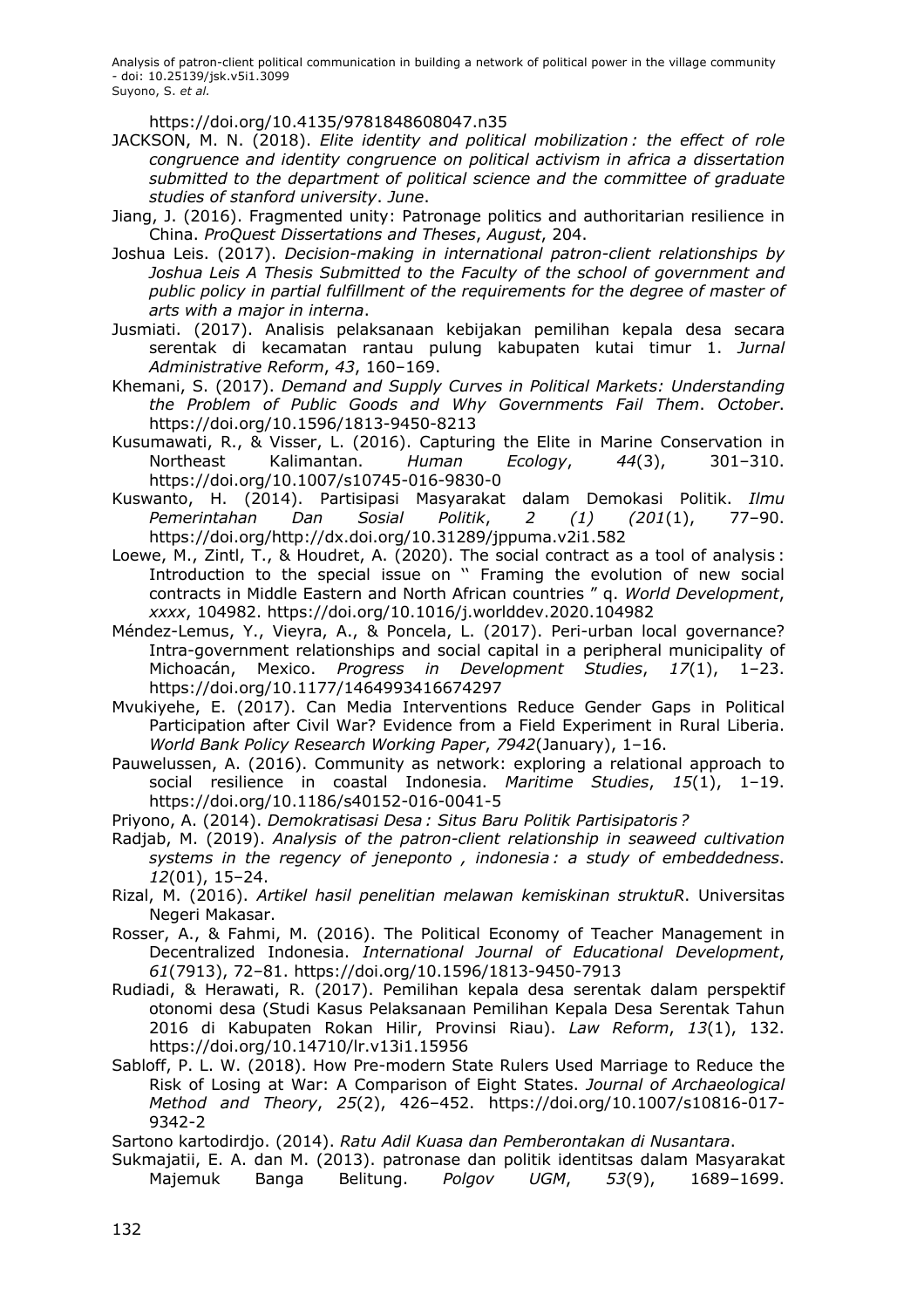https://doi.org/10.4135/9781848608047.n35

JACKSON, M. N. (2018). *Elite identity and political mobilization : the effect of role congruence and identity congruence on political activism in africa a dissertation submitted to the department of political science and the committee of graduate studies of stanford university*. *June*.

Jiang, J. (2016). Fragmented unity: Patronage politics and authoritarian resilience in China. *ProQuest Dissertations and Theses*, *August*, 204.

Joshua Leis. (2017). *Decision-making in international patron-client relationships by Joshua Leis A Thesis Submitted to the Faculty of the school of government and public policy in partial fulfillment of the requirements for the degree of master of arts with a major in interna*.

Jusmiati. (2017). Analisis pelaksanaan kebijakan pemilihan kepala desa secara serentak di kecamatan rantau pulung kabupaten kutai timur 1. *Jurnal Administrative Reform*, *43*, 160–169.

Khemani, S. (2017). *Demand and Supply Curves in Political Markets: Understanding the Problem of Public Goods and Why Governments Fail Them*. *October*. https://doi.org/10.1596/1813-9450-8213

Kusumawati, R., & Visser, L. (2016). Capturing the Elite in Marine Conservation in Northeast Kalimantan. *Human Ecology*, *44*(3), 301–310. https://doi.org/10.1007/s10745-016-9830-0

Kuswanto, H. (2014). Partisipasi Masyarakat dalam Demokasi Politik. *Ilmu Pemerintahan Dan Sosial Politik*, *2 (1) (201*(1), 77–90. https://doi.org/http://dx.doi.org/10.31289/jppuma.v2i1.582

Loewe, M., Zintl, T., & Houdret, A. (2020). The social contract as a tool of analysis : Introduction to the special issue on " Framing the evolution of new social contracts in Middle Eastern and North African countries " q. *World Development*, *xxxx*, 104982. https://doi.org/10.1016/j.worlddev.2020.104982

Méndez-Lemus, Y., Vieyra, A., & Poncela, L. (2017). Peri-urban local governance? Intra-government relationships and social capital in a peripheral municipality of Michoacán, Mexico. *Progress in Development Studies*, *17*(1), 1–23. https://doi.org/10.1177/1464993416674297

Mvukiyehe, E. (2017). Can Media Interventions Reduce Gender Gaps in Political Participation after Civil War? Evidence from a Field Experiment in Rural Liberia. *World Bank Policy Research Working Paper*, *7942*(January), 1–16.

Pauwelussen, A. (2016). Community as network: exploring a relational approach to social resilience in coastal Indonesia. *Maritime Studies*, *15*(1), 1–19. https://doi.org/10.1186/s40152-016-0041-5

Priyono, A. (2014). *Demokratisasi Desa : Situs Baru Politik Partisipatoris ?*

Radjab, M. (2019). *Analysis of the patron-client relationship in seaweed cultivation systems in the regency of jeneponto , indonesia : a study of embeddedness*. *12*(01), 15–24.

Rizal, M. (2016). *Artikel hasil penelitian melawan kemiskinan struktuR*. Universitas Negeri Makasar.

Rosser, A., & Fahmi, M. (2016). The Political Economy of Teacher Management in Decentralized Indonesia. *International Journal of Educational Development*, *61*(7913), 72–81. https://doi.org/10.1596/1813-9450-7913

Rudiadi, & Herawati, R. (2017). Pemilihan kepala desa serentak dalam perspektif otonomi desa (Studi Kasus Pelaksanaan Pemilihan Kepala Desa Serentak Tahun 2016 di Kabupaten Rokan Hilir, Provinsi Riau). *Law Reform*, *13*(1), 132. https://doi.org/10.14710/lr.v13i1.15956

Sabloff, P. L. W. (2018). How Pre-modern State Rulers Used Marriage to Reduce the Risk of Losing at War: A Comparison of Eight States. *Journal of Archaeological Method and Theory*, *25*(2), 426–452. https://doi.org/10.1007/s10816-017-9342-2

Sartono kartodirdjo. (2014). *Ratu Adil Kuasa dan Pemberontakan di Nusantara*.

Sukmajatii, E. A. dan M. (2013). patronase dan politik identitsas dalam Masyarakat Majemuk Banga Belitung. *Polgov UGM*, *53*(9), 1689–1699.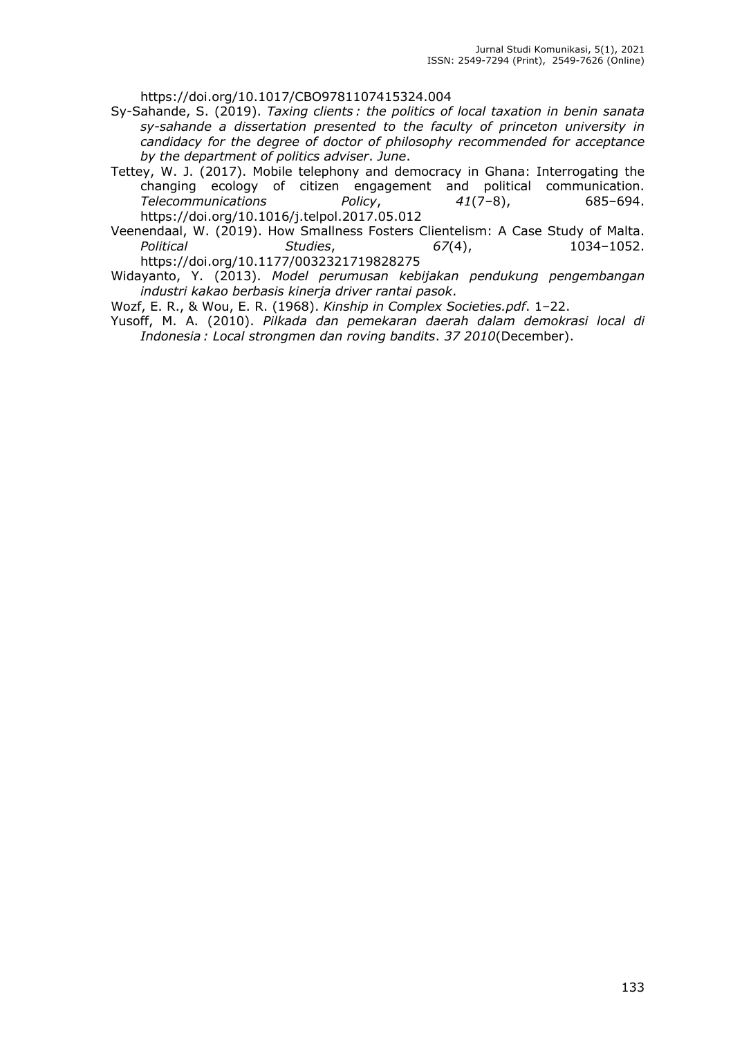https://doi.org/10.1017/CBO9781107415324.004

Sy-Sahande, S. (2019). *Taxing clients : the politics of local taxation in benin sanata sy-sahande a dissertation presented to the faculty of princeton university in candidacy for the degree of doctor of philosophy recommended for acceptance by the department of politics adviser*. *June*.

Tettey, W. J. (2017). Mobile telephony and democracy in Ghana: Interrogating the changing ecology of citizen engagement and political communication. *Telecommunications Policy*, *41*(7–8), 685–694. https://doi.org/10.1016/j.telpol.2017.05.012

Veenendaal, W. (2019). How Smallness Fosters Clientelism: A Case Study of Malta. *Political Studies*, *67*(4), 1034–1052. https://doi.org/10.1177/0032321719828275

Widayanto, Y. (2013). *Model perumusan kebijakan pendukung pengembangan industri kakao berbasis kinerja driver rantai pasok*.

Wozf, E. R., & Wou, E. R. (1968). *Kinship in Complex Societies.pdf*. 1–22.

Yusoff, M. A. (2010). *Pilkada dan pemekaran daerah dalam demokrasi local di Indonesia : Local strongmen dan roving bandits*. *37 2010*(December).